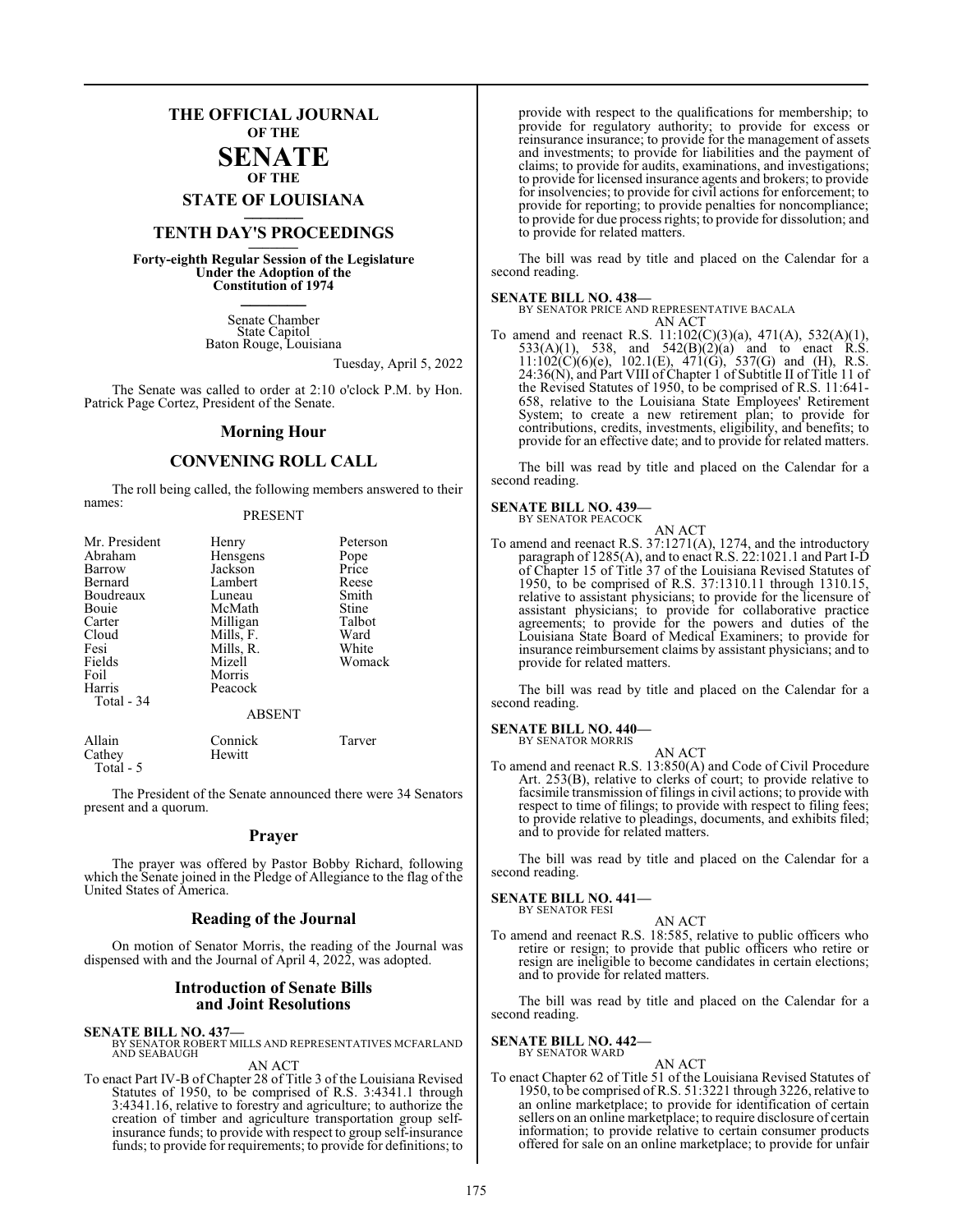# THE OFFICIAL JOURNAL OF THE SENATE OF THE STATE OF LOUISIANA

## TENTH DAY'S PROCEEDINGS

**Forty-eighth Regular Session of the Legislature Under the Adoption of the Constitution of 1974**

Senate Chamber
State Capitol
Baton Rouge, Louisiana

Tuesday, April 5, 2022

The Senate was called to order at 2:10 o'clock P.M. by Hon. Patrick Page Cortez, President of the Senate.

## Morning Hour

## CONVENING ROLL CALL

The roll being called, the following members answered to their names:

PRESENT

| | | |
|---|---|---|
| Mr. President | Henry | Peterson |
| Abraham | Hensgens | Pope |
| Barrow | Jackson | Price |
| Bernard | Lambert | Reese |
| Boudreaux | Luneau | Smith |
| Bouie | McMath | Stine |
| Carter | Milligan | Talbot |
| Cloud | Mills, F. | Ward |
| Fesi | Mills, R. | White |
| Fields | Mizell | Womack |
| Foil | Morris | |
| Harris | Peacock | |
| Total - 34 | | |

ABSENT

| | | |
|---|---|---|
| Allain | Connick | Tarver |
| Cathey | Hewitt | |
| Total - 5 | | |

The President of the Senate announced there were 34 Senators present and a quorum.

## Prayer

The prayer was offered by Pastor Bobby Richard, following which the Senate joined in the Pledge of Allegiance to the flag of the United States of America.

## Reading of the Journal

On motion of Senator Morris, the reading of the Journal was dispensed with and the Journal of April 4, 2022, was adopted.

## Introduction of Senate Bills and Joint Resolutions

**SENATE BILL NO. 437—**
BY SENATOR ROBERT MILLS AND REPRESENTATIVES MCFARLAND AND SEABAUGH

AN ACT

To enact Part IV-B of Chapter 28 of Title 3 of the Louisiana Revised Statutes of 1950, to be comprised of R.S. 3:4341.1 through 3:4341.16, relative to forestry and agriculture; to authorize the creation of timber and agriculture transportation group self-insurance funds; to provide with respect to group self-insurance funds; to provide for requirements; to provide for definitions; to provide with respect to the qualifications for membership; to provide for regulatory authority; to provide for excess or reinsurance insurance; to provide for the management of assets and investments; to provide for liabilities and the payment of claims; to provide for audits, examinations, and investigations; to provide for licensed insurance agents and brokers; to provide for insolvencies; to provide for civil actions for enforcement; to provide for reporting; to provide penalties for noncompliance; to provide for due process rights; to provide for dissolution; and to provide for related matters.

The bill was read by title and placed on the Calendar for a second reading.

**SENATE BILL NO. 438—**
BY SENATOR PRICE AND REPRESENTATIVE BACALA

AN ACT

To amend and reenact R.S. 11:102(C)(3)(a), 471(A), 532(A)(1), 533(A)(1), 538, and 542(B)(2)(a) and to enact R.S. 11:102(C)(6)(e), 102.1(E), 471(G), 537(G) and (H), R.S. 24:36(N), and Part VIII of Chapter 1 of Subtitle II of Title 11 of the Revised Statutes of 1950, to be comprised of R.S. 11:641-658, relative to the Louisiana State Employees' Retirement System; to create a new retirement plan; to provide for contributions, credits, investments, eligibility, and benefits; to provide for an effective date; and to provide for related matters.

The bill was read by title and placed on the Calendar for a second reading.

**SENATE BILL NO. 439—**
BY SENATOR PEACOCK

AN ACT

To amend and reenact R.S. 37:1271(A), 1274, and the introductory paragraph of 1285(A), and to enact R.S. 22:1021.1 and Part I-D of Chapter 15 of Title 37 of the Louisiana Revised Statutes of 1950, to be comprised of R.S. 37:1310.11 through 1310.15, relative to assistant physicians; to provide for the licensure of assistant physicians; to provide for collaborative practice agreements; to provide for the powers and duties of the Louisiana State Board of Medical Examiners; to provide for insurance reimbursement claims by assistant physicians; and to provide for related matters.

The bill was read by title and placed on the Calendar for a second reading.

**SENATE BILL NO. 440—**
BY SENATOR MORRIS

AN ACT

To amend and reenact R.S. 13:850(A) and Code of Civil Procedure Art. 253(B), relative to clerks of court; to provide relative to facsimile transmission of filings in civil actions; to provide with respect to time of filings; to provide with respect to filing fees; to provide relative to pleadings, documents, and exhibits filed; and to provide for related matters.

The bill was read by title and placed on the Calendar for a second reading.

**SENATE BILL NO. 441—**
BY SENATOR FESI

AN ACT

To amend and reenact R.S. 18:585, relative to public officers who retire or resign; to provide that public officers who retire or resign are ineligible to become candidates in certain elections; and to provide for related matters.

The bill was read by title and placed on the Calendar for a second reading.

**SENATE BILL NO. 442—**
BY SENATOR WARD

AN ACT

To enact Chapter 62 of Title 51 of the Louisiana Revised Statutes of 1950, to be comprised of R.S. 51:3221 through 3226, relative to an online marketplace; to provide for identification of certain sellers on an online marketplace; to require disclosure of certain information; to provide relative to certain consumer products offered for sale on an online marketplace; to provide for unfair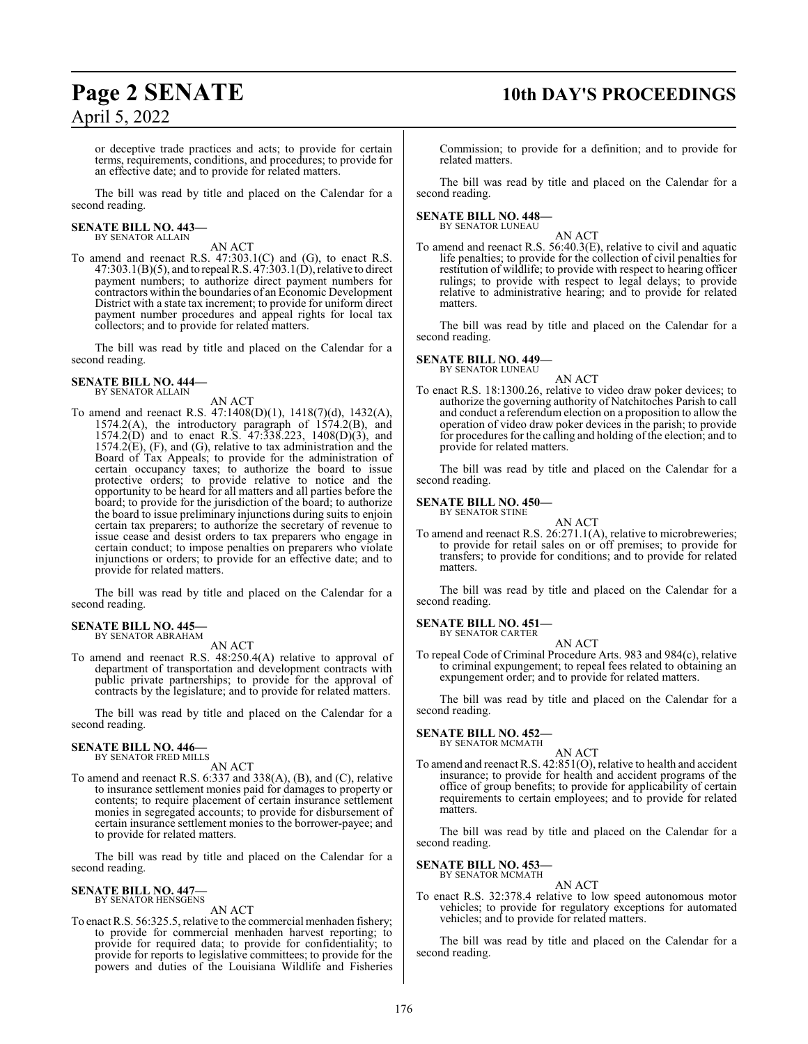or deceptive trade practices and acts; to provide for certain terms, requirements, conditions, and procedures; to provide for an effective date; and to provide for related matters.

The bill was read by title and placed on the Calendar for a second reading.

**SENATE BILL NO. 443—**
BY SENATOR ALLAIN

AN ACT

To amend and reenact R.S. 47:303.1(C) and (G), to enact R.S. 47:303.1(B)(5), and to repeal R.S. 47:303.1(D), relative to direct payment numbers; to authorize direct payment numbers for contractors within the boundaries of an Economic Development District with a state tax increment; to provide for uniform direct payment number procedures and appeal rights for local tax collectors; and to provide for related matters.

The bill was read by title and placed on the Calendar for a second reading.

**SENATE BILL NO. 444—**
BY SENATOR ALLAIN

AN ACT

To amend and reenact R.S. 47:1408(D)(1), 1418(7)(d), 1432(A), 1574.2(A), the introductory paragraph of 1574.2(B), and 1574.2(D) and to enact R.S. 47:338.223, 1408(D)(3), and 1574.2(E), (F), and (G), relative to tax administration and the Board of Tax Appeals; to provide for the administration of certain occupancy taxes; to authorize the board to issue protective orders; to provide relative to notice and the opportunity to be heard for all matters and all parties before the board; to provide for the jurisdiction of the board; to authorize the board to issue preliminary injunctions during suits to enjoin certain tax preparers; to authorize the secretary of revenue to issue cease and desist orders to tax preparers who engage in certain conduct; to impose penalties on preparers who violate injunctions or orders; to provide for an effective date; and to provide for related matters.

The bill was read by title and placed on the Calendar for a second reading.

**SENATE BILL NO. 445—**
BY SENATOR ABRAHAM

AN ACT

To amend and reenact R.S. 48:250.4(A) relative to approval of department of transportation and development contracts with public private partnerships; to provide for the approval of contracts by the legislature; and to provide for related matters.

The bill was read by title and placed on the Calendar for a second reading.

**SENATE BILL NO. 446—**
BY SENATOR FRED MILLS

AN ACT

To amend and reenact R.S. 6:337 and 338(A), (B), and (C), relative to insurance settlement monies paid for damages to property or contents; to require placement of certain insurance settlement monies in segregated accounts; to provide for disbursement of certain insurance settlement monies to the borrower-payee; and to provide for related matters.

The bill was read by title and placed on the Calendar for a second reading.

**SENATE BILL NO. 447—**
BY SENATOR HENSGENS

AN ACT

To enact R.S. 56:325.5, relative to the commercial menhaden fishery; to provide for commercial menhaden harvest reporting; to provide for required data; to provide for confidentiality; to provide for reports to legislative committees; to provide for the powers and duties of the Louisiana Wildlife and Fisheries Commission; to provide for a definition; and to provide for related matters.

The bill was read by title and placed on the Calendar for a second reading.

**SENATE BILL NO. 448—**
BY SENATOR LUNEAU

AN ACT

To amend and reenact R.S. 56:40.3(E), relative to civil and aquatic life penalties; to provide for the collection of civil penalties for restitution of wildlife; to provide with respect to hearing officer rulings; to provide with respect to legal delays; to provide relative to administrative hearing; and to provide for related matters.

The bill was read by title and placed on the Calendar for a second reading.

**SENATE BILL NO. 449—**
BY SENATOR LUNEAU

AN ACT

To enact R.S. 18:1300.26, relative to video draw poker devices; to authorize the governing authority of Natchitoches Parish to call and conduct a referendum election on a proposition to allow the operation of video draw poker devices in the parish; to provide for procedures for the calling and holding of the election; and to provide for related matters.

The bill was read by title and placed on the Calendar for a second reading.

**SENATE BILL NO. 450—**
BY SENATOR STINE

AN ACT

To amend and reenact R.S. 26:271.1(A), relative to microbreweries; to provide for retail sales on or off premises; to provide for transfers; to provide for conditions; and to provide for related matters.

The bill was read by title and placed on the Calendar for a second reading.

**SENATE BILL NO. 451—**
BY SENATOR CARTER

AN ACT

To repeal Code of Criminal Procedure Arts. 983 and 984(c), relative to criminal expungement; to repeal fees related to obtaining an expungement order; and to provide for related matters.

The bill was read by title and placed on the Calendar for a second reading.

**SENATE BILL NO. 452—**
BY SENATOR MCMATH

AN ACT

To amend and reenact R.S. 42:851(O), relative to health and accident insurance; to provide for health and accident programs of the office of group benefits; to provide for applicability of certain requirements to certain employees; and to provide for related matters.

The bill was read by title and placed on the Calendar for a second reading.

**SENATE BILL NO. 453—**
BY SENATOR MCMATH

AN ACT

To enact R.S. 32:378.4 relative to low speed autonomous motor vehicles; to provide for regulatory exceptions for automated vehicles; and to provide for related matters.

The bill was read by title and placed on the Calendar for a second reading.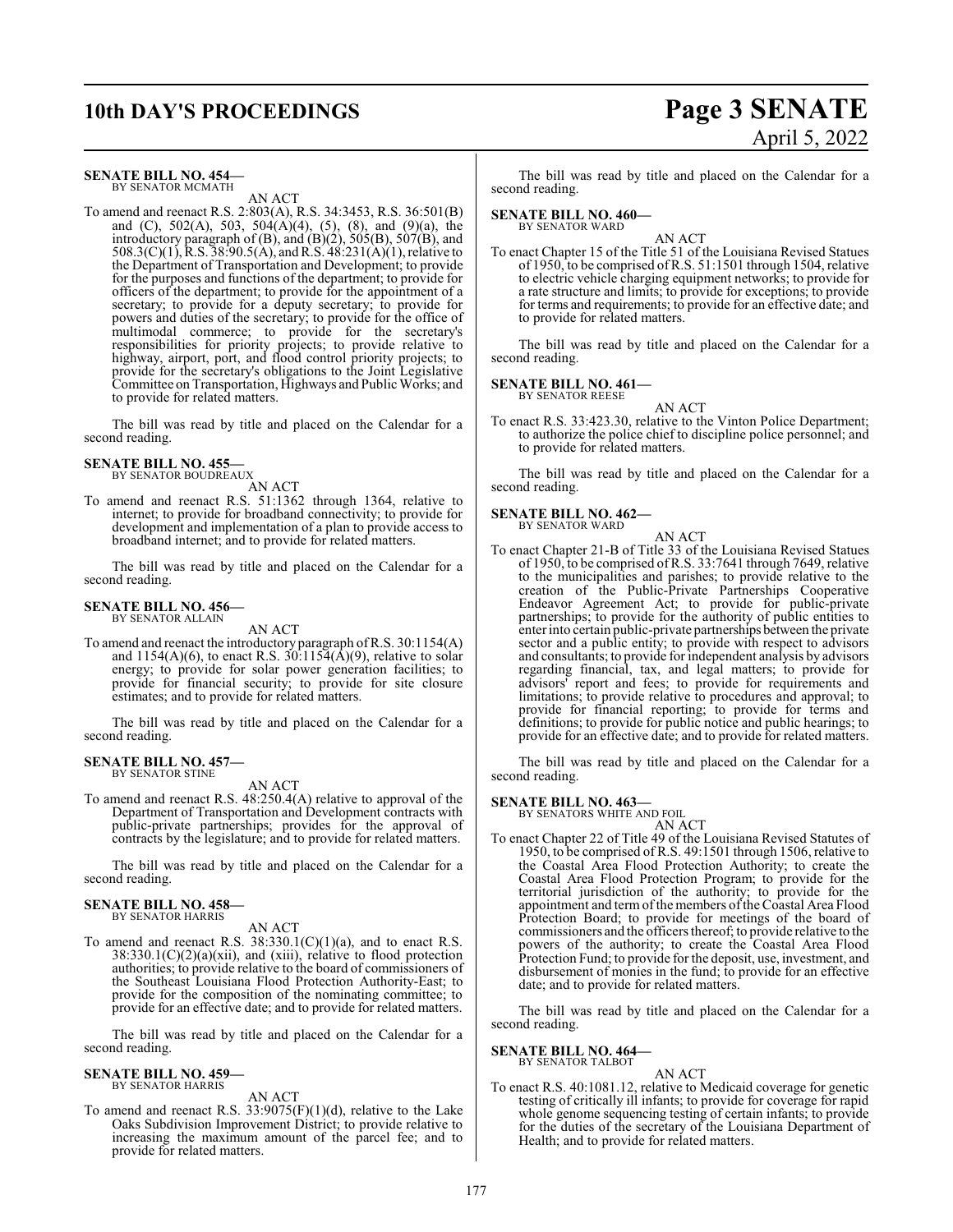**SENATE BILL NO. 454—**
BY SENATOR MCMATH

AN ACT

To amend and reenact R.S. 2:803(A), R.S. 34:3453, R.S. 36:501(B) and (C), 502(A), 503, 504(A)(4), (5), (8), and (9)(a), the introductory paragraph of (B), and (B)(2), 505(B), 507(B), and 508.3(C)(1), R.S. 38:90.5(A), and R.S. 48:231(A)(1), relative to the Department of Transportation and Development; to provide for the purposes and functions of the department; to provide for officers of the department; to provide for the appointment of a secretary; to provide for a deputy secretary; to provide for powers and duties of the secretary; to provide for the office of multimodal commerce; to provide for the secretary's responsibilities for priority projects; to provide relative to highway, airport, port, and flood control priority projects; to provide for the secretary's obligations to the Joint Legislative Committee on Transportation, Highways and Public Works; and to provide for related matters.

The bill was read by title and placed on the Calendar for a second reading.

**SENATE BILL NO. 455—**
BY SENATOR BOUDREAUX

AN ACT

To amend and reenact R.S. 51:1362 through 1364, relative to internet; to provide for broadband connectivity; to provide for development and implementation of a plan to provide access to broadband internet; and to provide for related matters.

The bill was read by title and placed on the Calendar for a second reading.

**SENATE BILL NO. 456—**
BY SENATOR ALLAIN

AN ACT

To amend and reenact the introductory paragraph of R.S. 30:1154(A) and 1154(A)(6), to enact R.S. 30:1154(A)(9), relative to solar energy; to provide for solar power generation facilities; to provide for financial security; to provide for site closure estimates; and to provide for related matters.

The bill was read by title and placed on the Calendar for a second reading.

**SENATE BILL NO. 457—**
BY SENATOR STINE

AN ACT

To amend and reenact R.S. 48:250.4(A) relative to approval of the Department of Transportation and Development contracts with public-private partnerships; provides for the approval of contracts by the legislature; and to provide for related matters.

The bill was read by title and placed on the Calendar for a second reading.

**SENATE BILL NO. 458—**
BY SENATOR HARRIS

AN ACT

To amend and reenact R.S. 38:330.1(C)(1)(a), and to enact R.S. 38:330.1(C)(2)(a)(xii), and (xiii), relative to flood protection authorities; to provide relative to the board of commissioners of the Southeast Louisiana Flood Protection Authority-East; to provide for the composition of the nominating committee; to provide for an effective date; and to provide for related matters.

The bill was read by title and placed on the Calendar for a second reading.

**SENATE BILL NO. 459—**
BY SENATOR HARRIS

AN ACT

To amend and reenact R.S. 33:9075(F)(1)(d), relative to the Lake Oaks Subdivision Improvement District; to provide relative to increasing the maximum amount of the parcel fee; and to provide for related matters.

The bill was read by title and placed on the Calendar for a second reading.

**SENATE BILL NO. 460—**
BY SENATOR WARD

AN ACT

To enact Chapter 15 of the Title 51 of the Louisiana Revised Statues of 1950, to be comprised of R.S. 51:1501 through 1504, relative to electric vehicle charging equipment networks; to provide for a rate structure and limits; to provide for exceptions; to provide for terms and requirements; to provide for an effective date; and to provide for related matters.

The bill was read by title and placed on the Calendar for a second reading.

**SENATE BILL NO. 461—**
BY SENATOR REESE

AN ACT

To enact R.S. 33:423.30, relative to the Vinton Police Department; to authorize the police chief to discipline police personnel; and to provide for related matters.

The bill was read by title and placed on the Calendar for a second reading.

**SENATE BILL NO. 462—**
BY SENATOR WARD

AN ACT

To enact Chapter 21-B of Title 33 of the Louisiana Revised Statues of 1950, to be comprised of R.S. 33:7641 through 7649, relative to the municipalities and parishes; to provide relative to the creation of the Public-Private Partnerships Cooperative Endeavor Agreement Act; to provide for public-private partnerships; to provide for the authority of public entities to enter into certain public-private partnerships between the private sector and a public entity; to provide with respect to advisors and consultants; to provide for independent analysis by advisors regarding financial, tax, and legal matters; to provide for advisors' report and fees; to provide for requirements and limitations; to provide relative to procedures and approval; to provide for financial reporting; to provide for terms and definitions; to provide for public notice and public hearings; to provide for an effective date; and to provide for related matters.

The bill was read by title and placed on the Calendar for a second reading.

**SENATE BILL NO. 463—**
BY SENATORS WHITE AND FOIL

AN ACT

To enact Chapter 22 of Title 49 of the Louisiana Revised Statutes of 1950, to be comprised of R.S. 49:1501 through 1506, relative to the Coastal Area Flood Protection Authority; to create the Coastal Area Flood Protection Program; to provide for the territorial jurisdiction of the authority; to provide for the appointment and term of the members of the Coastal Area Flood Protection Board; to provide for meetings of the board of commissioners and the officers thereof; to provide relative to the powers of the authority; to create the Coastal Area Flood Protection Fund; to provide for the deposit, use, investment, and disbursement of monies in the fund; to provide for an effective date; and to provide for related matters.

The bill was read by title and placed on the Calendar for a second reading.

**SENATE BILL NO. 464—**
BY SENATOR TALBOT

AN ACT

To enact R.S. 40:1081.12, relative to Medicaid coverage for genetic testing of critically ill infants; to provide for coverage for rapid whole genome sequencing testing of certain infants; to provide for the duties of the secretary of the Louisiana Department of Health; and to provide for related matters.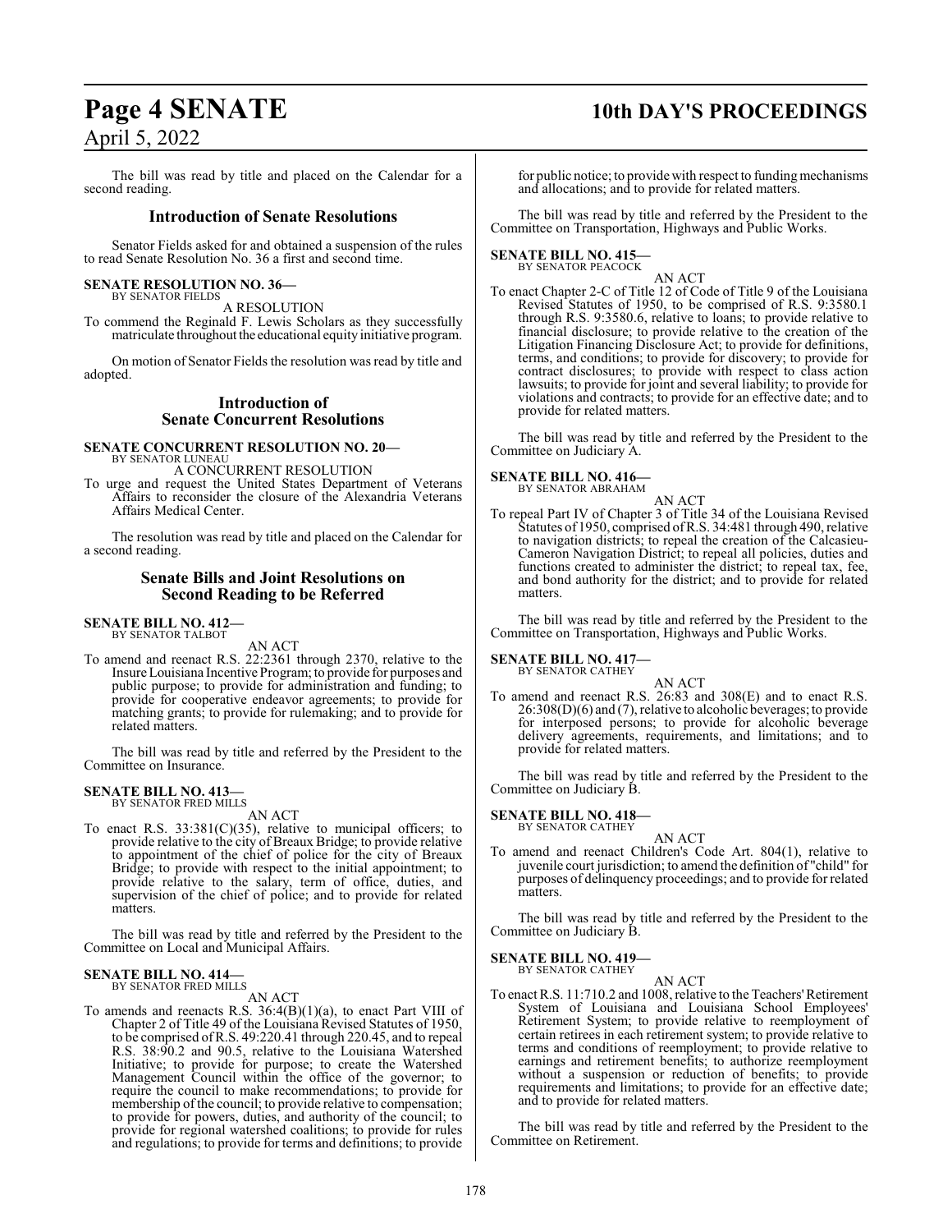The bill was read by title and placed on the Calendar for a second reading.

## Introduction of Senate Resolutions

Senator Fields asked for and obtained a suspension of the rules to read Senate Resolution No. 36 a first and second time.

**SENATE RESOLUTION NO. 36—**
BY SENATOR FIELDS

A RESOLUTION

To commend the Reginald F. Lewis Scholars as they successfully matriculate throughout the educational equity initiative program.

On motion of Senator Fields the resolution was read by title and adopted.

## Introduction of Senate Concurrent Resolutions

**SENATE CONCURRENT RESOLUTION NO. 20—**
BY SENATOR LUNEAU

A CONCURRENT RESOLUTION

To urge and request the United States Department of Veterans Affairs to reconsider the closure of the Alexandria Veterans Affairs Medical Center.

The resolution was read by title and placed on the Calendar for a second reading.

## Senate Bills and Joint Resolutions on Second Reading to be Referred

**SENATE BILL NO. 412—**
BY SENATOR TALBOT

AN ACT

To amend and reenact R.S. 22:2361 through 2370, relative to the Insure Louisiana Incentive Program; to provide for purposes and public purpose; to provide for administration and funding; to provide for cooperative endeavor agreements; to provide for matching grants; to provide for rulemaking; and to provide for related matters.

The bill was read by title and referred by the President to the Committee on Insurance.

**SENATE BILL NO. 413—**
BY SENATOR FRED MILLS

AN ACT

To enact R.S. 33:381(C)(35), relative to municipal officers; to provide relative to the city of Breaux Bridge; to provide relative to appointment of the chief of police for the city of Breaux Bridge; to provide with respect to the initial appointment; to provide relative to the salary, term of office, duties, and supervision of the chief of police; and to provide for related matters.

The bill was read by title and referred by the President to the Committee on Local and Municipal Affairs.

**SENATE BILL NO. 414—**
BY SENATOR FRED MILLS

AN ACT

To amends and reenacts R.S. 36:4(B)(1)(a), to enact Part VIII of Chapter 2 of Title 49 of the Louisiana Revised Statutes of 1950, to be comprised of R.S. 49:220.41 through 220.45, and to repeal R.S. 38:90.2 and 90.5, relative to the Louisiana Watershed Initiative; to provide for purpose; to create the Watershed Management Council within the office of the governor; to require the council to make recommendations; to provide for membership of the council; to provide relative to compensation; to provide for powers, duties, and authority of the council; to provide for regional watershed coalitions; to provide for rules and regulations; to provide for terms and definitions; to provide for public notice; to provide with respect to funding mechanisms and allocations; and to provide for related matters.

The bill was read by title and referred by the President to the Committee on Transportation, Highways and Public Works.

**SENATE BILL NO. 415—**
BY SENATOR PEACOCK

AN ACT

To enact Chapter 2-C of Title 12 of Code of Title 9 of the Louisiana Revised Statutes of 1950, to be comprised of R.S. 9:3580.1 through R.S. 9:3580.6, relative to loans; to provide relative to financial disclosure; to provide relative to the creation of the Litigation Financing Disclosure Act; to provide for definitions, terms, and conditions; to provide for discovery; to provide for contract disclosures; to provide with respect to class action lawsuits; to provide for joint and several liability; to provide for violations and contracts; to provide for an effective date; and to provide for related matters.

The bill was read by title and referred by the President to the Committee on Judiciary A.

**SENATE BILL NO. 416—**
BY SENATOR ABRAHAM

AN ACT

To repeal Part IV of Chapter 3 of Title 34 of the Louisiana Revised Statutes of 1950, comprised of R.S. 34:481 through 490, relative to navigation districts; to repeal the creation of the Calcasieu-Cameron Navigation District; to repeal all policies, duties and functions created to administer the district; to repeal tax, fee, and bond authority for the district; and to provide for related matters.

The bill was read by title and referred by the President to the Committee on Transportation, Highways and Public Works.

**SENATE BILL NO. 417—**
BY SENATOR CATHEY

AN ACT

To amend and reenact R.S. 26:83 and 308(E) and to enact R.S. 26:308(D)(6) and (7), relative to alcoholic beverages; to provide for interposed persons; to provide for alcoholic beverage delivery agreements, requirements, and limitations; and to provide for related matters.

The bill was read by title and referred by the President to the Committee on Judiciary B.

**SENATE BILL NO. 418—**
BY SENATOR CATHEY

AN ACT

To amend and reenact Children's Code Art. 804(1), relative to juvenile court jurisdiction; to amend the definition of "child" for purposes of delinquency proceedings; and to provide for related matters.

The bill was read by title and referred by the President to the Committee on Judiciary B.

**SENATE BILL NO. 419—**
BY SENATOR CATHEY

AN ACT

To enact R.S. 11:710.2 and 1008, relative to the Teachers' Retirement System of Louisiana and Louisiana School Employees' Retirement System; to provide relative to reemployment of certain retirees in each retirement system; to provide relative to terms and conditions of reemployment; to provide relative to earnings and retirement benefits; to authorize reemployment without a suspension or reduction of benefits; to provide requirements and limitations; to provide for an effective date; and to provide for related matters.

The bill was read by title and referred by the President to the Committee on Retirement.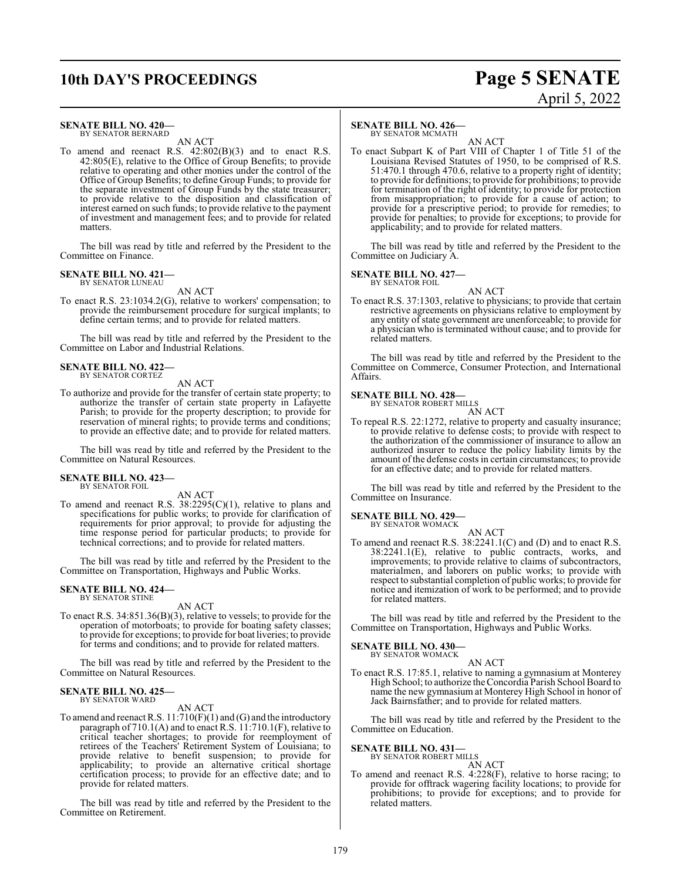**SENATE BILL NO. 420—**
BY SENATOR BERNARD

AN ACT

To amend and reenact R.S. 42:802(B)(3) and to enact R.S. 42:805(E), relative to the Office of Group Benefits; to provide relative to operating and other monies under the control of the Office of Group Benefits; to define Group Funds; to provide for the separate investment of Group Funds by the state treasurer; to provide relative to the disposition and classification of interest earned on such funds; to provide relative to the payment of investment and management fees; and to provide for related matters.

The bill was read by title and referred by the President to the Committee on Finance.

**SENATE BILL NO. 421—**
BY SENATOR LUNEAU

AN ACT

To enact R.S. 23:1034.2(G), relative to workers' compensation; to provide the reimbursement procedure for surgical implants; to define certain terms; and to provide for related matters.

The bill was read by title and referred by the President to the Committee on Labor and Industrial Relations.

**SENATE BILL NO. 422—**
BY SENATOR CORTEZ

AN ACT

To authorize and provide for the transfer of certain state property; to authorize the transfer of certain state property in Lafayette Parish; to provide for the property description; to provide for reservation of mineral rights; to provide terms and conditions; to provide an effective date; and to provide for related matters.

The bill was read by title and referred by the President to the Committee on Natural Resources.

**SENATE BILL NO. 423—**
BY SENATOR FOIL

AN ACT

To amend and reenact R.S. 38:2295(C)(1), relative to plans and specifications for public works; to provide for clarification of requirements for prior approval; to provide for adjusting the time response period for particular products; to provide for technical corrections; and to provide for related matters.

The bill was read by title and referred by the President to the Committee on Transportation, Highways and Public Works.

**SENATE BILL NO. 424—**
BY SENATOR STINE

AN ACT

To enact R.S. 34:851.36(B)(3), relative to vessels; to provide for the operation of motorboats; to provide for boating safety classes; to provide for exceptions; to provide for boat liveries; to provide for terms and conditions; and to provide for related matters.

The bill was read by title and referred by the President to the Committee on Natural Resources.

**SENATE BILL NO. 425—**
BY SENATOR WARD

AN ACT

To amend and reenact R.S. 11:710(F)(1) and (G) and the introductory paragraph of 710.1(A) and to enact R.S. 11:710.1(F), relative to critical teacher shortages; to provide for reemployment of retirees of the Teachers' Retirement System of Louisiana; to provide relative to benefit suspension; to provide for applicability; to provide an alternative critical shortage certification process; to provide for an effective date; and to provide for related matters.

The bill was read by title and referred by the President to the Committee on Retirement.

**SENATE BILL NO. 426—**
BY SENATOR MCMATH

AN ACT

To enact Subpart K of Part VIII of Chapter 1 of Title 51 of the Louisiana Revised Statutes of 1950, to be comprised of R.S. 51:470.1 through 470.6, relative to a property right of identity; to provide for definitions; to provide for prohibitions; to provide for termination of the right of identity; to provide for protection from misappropriation; to provide for a cause of action; to provide for a prescriptive period; to provide for remedies; to provide for penalties; to provide for exceptions; to provide for applicability; and to provide for related matters.

The bill was read by title and referred by the President to the Committee on Judiciary A.

**SENATE BILL NO. 427—**
BY SENATOR FOIL

AN ACT

To enact R.S. 37:1303, relative to physicians; to provide that certain restrictive agreements on physicians relative to employment by any entity of state government are unenforceable; to provide for a physician who is terminated without cause; and to provide for related matters.

The bill was read by title and referred by the President to the Committee on Commerce, Consumer Protection, and International Affairs.

**SENATE BILL NO. 428—**
BY SENATOR ROBERT MILLS

AN ACT

To repeal R.S. 22:1272, relative to property and casualty insurance; to provide relative to defense costs; to provide with respect to the authorization of the commissioner of insurance to allow an authorized insurer to reduce the policy liability limits by the amount of the defense costs in certain circumstances; to provide for an effective date; and to provide for related matters.

The bill was read by title and referred by the President to the Committee on Insurance.

**SENATE BILL NO. 429—**
BY SENATOR WOMACK

AN ACT

To amend and reenact R.S. 38:2241.1(C) and (D) and to enact R.S. 38:2241.1(E), relative to public contracts, works, and improvements; to provide relative to claims of subcontractors, materialmen, and laborers on public works; to provide with respect to substantial completion of public works; to provide for notice and itemization of work to be performed; and to provide for related matters.

The bill was read by title and referred by the President to the Committee on Transportation, Highways and Public Works.

**SENATE BILL NO. 430—**
BY SENATOR WOMACK

AN ACT

To enact R.S. 17:85.1, relative to naming a gymnasium at Monterey High School; to authorize the Concordia Parish School Board to name the new gymnasium at Monterey High School in honor of Jack Bairnsfather; and to provide for related matters.

The bill was read by title and referred by the President to the Committee on Education.

**SENATE BILL NO. 431—**
BY SENATOR ROBERT MILLS

AN ACT

To amend and reenact R.S. 4:228(F), relative to horse racing; to provide for offtrack wagering facility locations; to provide for prohibitions; to provide for exceptions; and to provide for related matters.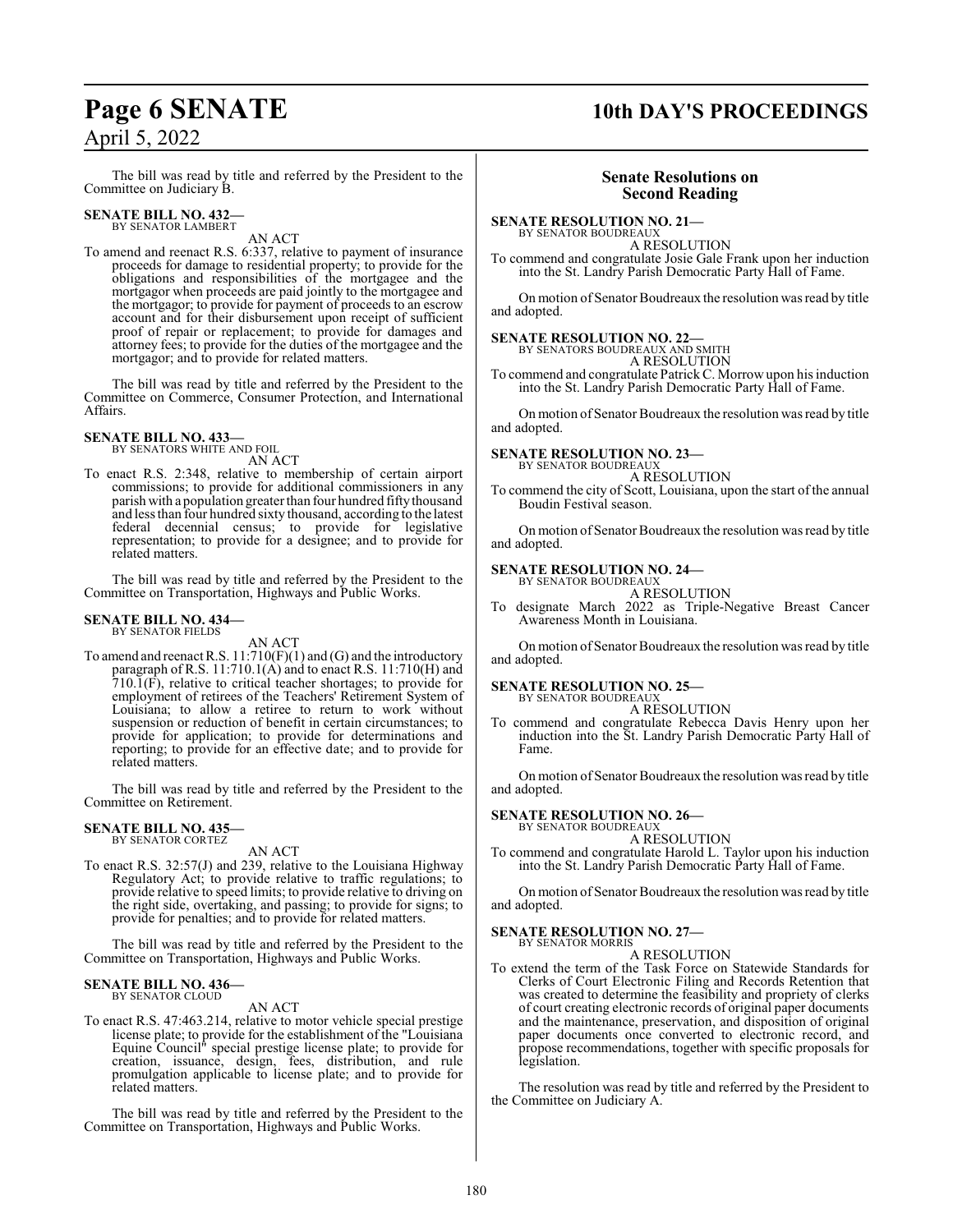The bill was read by title and referred by the President to the Committee on Judiciary B.

**SENATE BILL NO. 432—**
BY SENATOR LAMBERT

AN ACT

To amend and reenact R.S. 6:337, relative to payment of insurance proceeds for damage to residential property; to provide for the obligations and responsibilities of the mortgagee and the mortgagor when proceeds are paid jointly to the mortgagee and the mortgagor; to provide for payment of proceeds to an escrow account and for their disbursement upon receipt of sufficient proof of repair or replacement; to provide for damages and attorney fees; to provide for the duties of the mortgagee and the mortgagor; and to provide for related matters.

The bill was read by title and referred by the President to the Committee on Commerce, Consumer Protection, and International Affairs.

**SENATE BILL NO. 433—**
BY SENATORS WHITE AND FOIL

AN ACT

To enact R.S. 2:348, relative to membership of certain airport commissions; to provide for additional commissioners in any parish with a population greater than four hundred fifty thousand and less than four hundred sixty thousand, according to the latest federal decennial census; to provide for legislative representation; to provide for a designee; and to provide for related matters.

The bill was read by title and referred by the President to the Committee on Transportation, Highways and Public Works.

**SENATE BILL NO. 434—**
BY SENATOR FIELDS

AN ACT

To amend and reenact R.S. 11:710(F)(1) and (G) and the introductory paragraph of R.S. 11:710.1(A) and to enact R.S. 11:710(H) and 710.1(F), relative to critical teacher shortages; to provide for employment of retirees of the Teachers' Retirement System of Louisiana; to allow a retiree to return to work without suspension or reduction of benefit in certain circumstances; to provide for application; to provide for determinations and reporting; to provide for an effective date; and to provide for related matters.

The bill was read by title and referred by the President to the Committee on Retirement.

**SENATE BILL NO. 435—**
BY SENATOR CORTEZ

AN ACT

To enact R.S. 32:57(J) and 239, relative to the Louisiana Highway Regulatory Act; to provide relative to traffic regulations; to provide relative to speed limits; to provide relative to driving on the right side, overtaking, and passing; to provide for signs; to provide for penalties; and to provide for related matters.

The bill was read by title and referred by the President to the Committee on Transportation, Highways and Public Works.

**SENATE BILL NO. 436—**
BY SENATOR CLOUD

AN ACT

To enact R.S. 47:463.214, relative to motor vehicle special prestige license plate; to provide for the establishment of the "Louisiana Equine Council" special prestige license plate; to provide for creation, issuance, design, fees, distribution, and rule promulgation applicable to license plate; and to provide for related matters.

The bill was read by title and referred by the President to the Committee on Transportation, Highways and Public Works.

## Senate Resolutions on Second Reading

**SENATE RESOLUTION NO. 21—**
BY SENATOR BOUDREAUX

A RESOLUTION

To commend and congratulate Josie Gale Frank upon her induction into the St. Landry Parish Democratic Party Hall of Fame.

On motion of Senator Boudreaux the resolution was read by title and adopted.

**SENATE RESOLUTION NO. 22—**
BY SENATORS BOUDREAUX AND SMITH

A RESOLUTION

To commend and congratulate Patrick C. Morrow upon his induction into the St. Landry Parish Democratic Party Hall of Fame.

On motion of Senator Boudreaux the resolution was read by title and adopted.

**SENATE RESOLUTION NO. 23—**
BY SENATOR BOUDREAUX

A RESOLUTION

To commend the city of Scott, Louisiana, upon the start of the annual Boudin Festival season.

On motion of Senator Boudreaux the resolution was read by title and adopted.

**SENATE RESOLUTION NO. 24—**
BY SENATOR BOUDREAUX

A RESOLUTION

To designate March 2022 as Triple-Negative Breast Cancer Awareness Month in Louisiana.

On motion of Senator Boudreaux the resolution was read by title and adopted.

**SENATE RESOLUTION NO. 25—**
BY SENATOR BOUDREAUX

A RESOLUTION

To commend and congratulate Rebecca Davis Henry upon her induction into the St. Landry Parish Democratic Party Hall of Fame.

On motion of Senator Boudreaux the resolution was read by title and adopted.

**SENATE RESOLUTION NO. 26—**
BY SENATOR BOUDREAUX

A RESOLUTION

To commend and congratulate Harold L. Taylor upon his induction into the St. Landry Parish Democratic Party Hall of Fame.

On motion of Senator Boudreaux the resolution was read by title and adopted.

**SENATE RESOLUTION NO. 27—**
BY SENATOR MORRIS

A RESOLUTION

To extend the term of the Task Force on Statewide Standards for Clerks of Court Electronic Filing and Records Retention that was created to determine the feasibility and propriety of clerks of court creating electronic records of original paper documents and the maintenance, preservation, and disposition of original paper documents once converted to electronic record, and propose recommendations, together with specific proposals for legislation.

The resolution was read by title and referred by the President to the Committee on Judiciary A.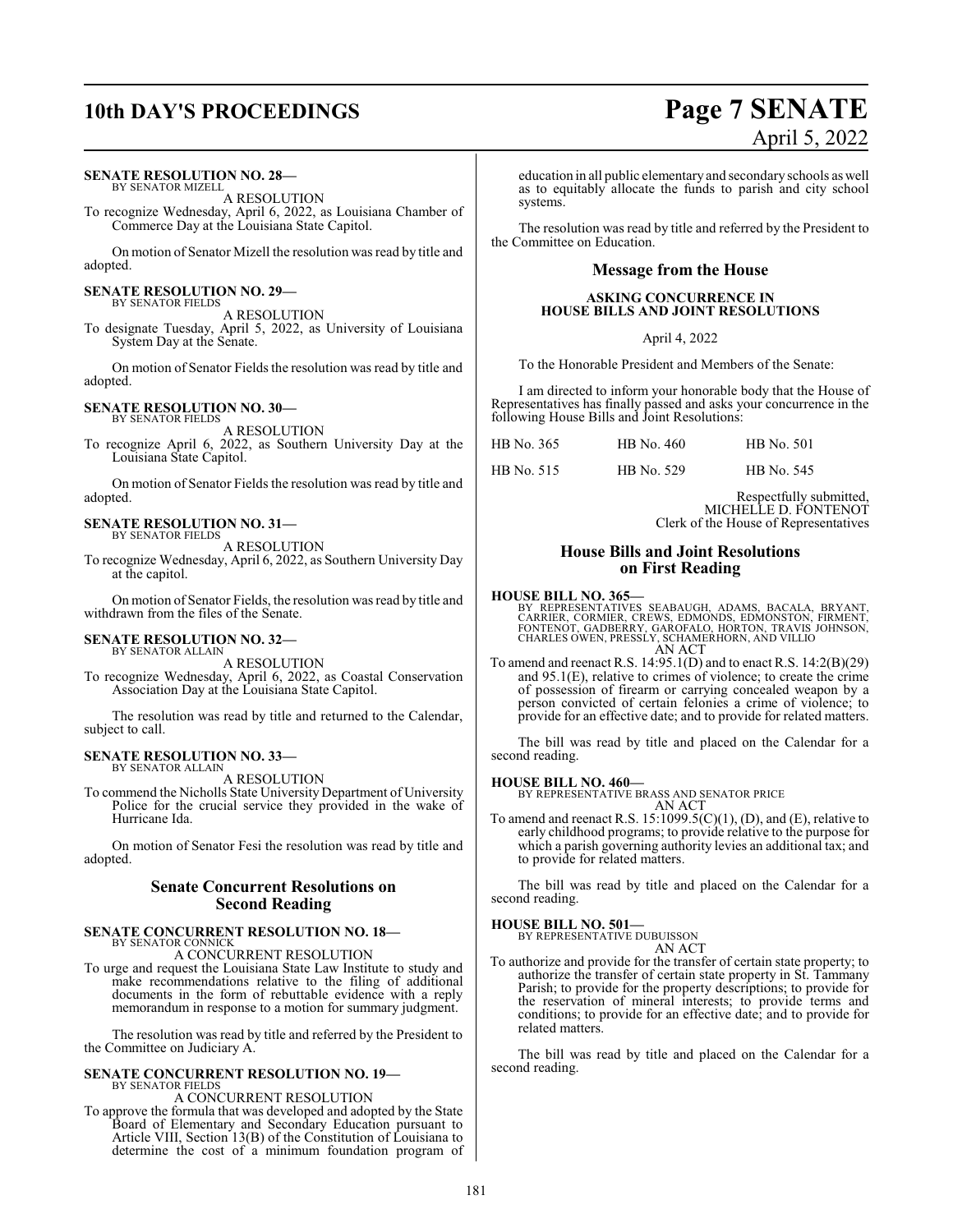**SENATE RESOLUTION NO. 28—**
BY SENATOR MIZELL

A RESOLUTION

To recognize Wednesday, April 6, 2022, as Louisiana Chamber of Commerce Day at the Louisiana State Capitol.

On motion of Senator Mizell the resolution was read by title and adopted.

**SENATE RESOLUTION NO. 29—**
BY SENATOR FIELDS

A RESOLUTION

To designate Tuesday, April 5, 2022, as University of Louisiana System Day at the Senate.

On motion of Senator Fields the resolution was read by title and adopted.

**SENATE RESOLUTION NO. 30—**
BY SENATOR FIELDS

A RESOLUTION

To recognize April 6, 2022, as Southern University Day at the Louisiana State Capitol.

On motion of Senator Fields the resolution was read by title and adopted.

**SENATE RESOLUTION NO. 31—**
BY SENATOR FIELDS

A RESOLUTION

To recognize Wednesday, April 6, 2022, as Southern University Day at the capitol.

On motion of Senator Fields, the resolution was read by title and withdrawn from the files of the Senate.

**SENATE RESOLUTION NO. 32—**
BY SENATOR ALLAIN

A RESOLUTION

To recognize Wednesday, April 6, 2022, as Coastal Conservation Association Day at the Louisiana State Capitol.

The resolution was read by title and returned to the Calendar, subject to call.

**SENATE RESOLUTION NO. 33—**
BY SENATOR ALLAIN

A RESOLUTION

To commend the Nicholls State University Department of University Police for the crucial service they provided in the wake of Hurricane Ida.

On motion of Senator Fesi the resolution was read by title and adopted.

## Senate Concurrent Resolutions on Second Reading

**SENATE CONCURRENT RESOLUTION NO. 18—**
BY SENATOR CONNICK

A CONCURRENT RESOLUTION

To urge and request the Louisiana State Law Institute to study and make recommendations relative to the filing of additional documents in the form of rebuttable evidence with a reply memorandum in response to a motion for summary judgment.

The resolution was read by title and referred by the President to the Committee on Judiciary A.

**SENATE CONCURRENT RESOLUTION NO. 19—**
BY SENATOR FIELDS

A CONCURRENT RESOLUTION

To approve the formula that was developed and adopted by the State Board of Elementary and Secondary Education pursuant to Article VIII, Section 13(B) of the Constitution of Louisiana to determine the cost of a minimum foundation program of education in all public elementary and secondary schools as well as to equitably allocate the funds to parish and city school systems.

The resolution was read by title and referred by the President to the Committee on Education.

## Message from the House

### ASKING CONCURRENCE IN HOUSE BILLS AND JOINT RESOLUTIONS

April 4, 2022

To the Honorable President and Members of the Senate:

I am directed to inform your honorable body that the House of Representatives has finally passed and asks your concurrence in the following House Bills and Joint Resolutions:

| | | |
|---|---|---|
| HB No. 365 | HB No. 460 | HB No. 501 |
| HB No. 515 | HB No. 529 | HB No. 545 |

Respectfully submitted,
MICHELLE D. FONTENOT
Clerk of the House of Representatives

## House Bills and Joint Resolutions on First Reading

**HOUSE BILL NO. 365—**
BY REPRESENTATIVES SEABAUGH, ADAMS, BACALA, BRYANT, CARRIER, CORMIER, CREWS, EDMONDS, EDMONSTON, FIRMENT, FONTENOT, GADBERRY, GAROFALO, HORTON, TRAVIS JOHNSON, CHARLES OWEN, PRESSLY, SCHAMERHORN, AND VILLIO

AN ACT

To amend and reenact R.S. 14:95.1(D) and to enact R.S. 14:2(B)(29) and 95.1(E), relative to crimes of violence; to create the crime of possession of firearm or carrying concealed weapon by a person convicted of certain felonies a crime of violence; to provide for an effective date; and to provide for related matters.

The bill was read by title and placed on the Calendar for a second reading.

**HOUSE BILL NO. 460—**
BY REPRESENTATIVE BRASS AND SENATOR PRICE

AN ACT

To amend and reenact R.S. 15:1099.5(C)(1), (D), and (E), relative to early childhood programs; to provide relative to the purpose for which a parish governing authority levies an additional tax; and to provide for related matters.

The bill was read by title and placed on the Calendar for a second reading.

**HOUSE BILL NO. 501—**
BY REPRESENTATIVE DUBUISSON

AN ACT

To authorize and provide for the transfer of certain state property; to authorize the transfer of certain state property in St. Tammany Parish; to provide for the property descriptions; to provide for the reservation of mineral interests; to provide terms and conditions; to provide for an effective date; and to provide for related matters.

The bill was read by title and placed on the Calendar for a second reading.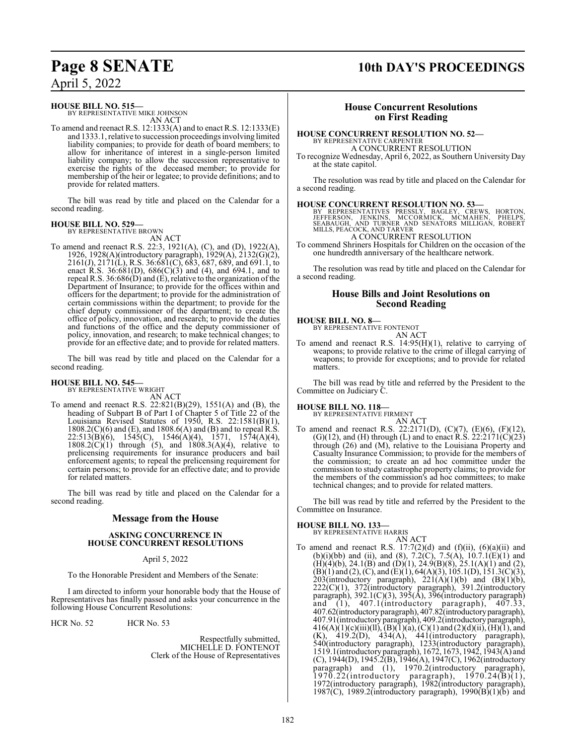**HOUSE BILL NO. 515—**
BY REPRESENTATIVE MIKE JOHNSON
AN ACT

To amend and reenact R.S. 12:1333(A) and to enact R.S. 12:1333(E) and 1333.1, relative to succession proceedings involving limited liability companies; to provide for death of board members; to allow for inheritance of interest in a single-person limited liability company; to allow the succession representative to exercise the rights of the deceased member; to provide for membership of the heir or legatee; to provide definitions; and to provide for related matters.

The bill was read by title and placed on the Calendar for a second reading.

**HOUSE BILL NO. 529—**
BY REPRESENTATIVE BROWN
AN ACT

To amend and reenact R.S. 22:3, 1921(A), (C), and (D), 1922(A), 1926, 1928(A)(introductory paragraph), 1929(A), 2132(G)(2), 2161(J), 2171(L), R.S. 36:681(C), 683, 687, 689, and 691.1, to enact R.S. 36:681(D), 686(C)(3) and (4), and 694.1, and to repeal R.S. 36:686(D) and (E), relative to the organization of the Department of Insurance; to provide for the offices within and officers for the department; to provide for the administration of certain commissions within the department; to provide for the chief deputy commissioner of the department; to create the office of policy, innovation, and research; to provide the duties and functions of the office and the deputy commissioner of policy, innovation, and research; to make technical changes; to provide for an effective date; and to provide for related matters.

The bill was read by title and placed on the Calendar for a second reading.

**HOUSE BILL NO. 545—**
BY REPRESENTATIVE WRIGHT
AN ACT

To amend and reenact R.S. 22:821(B)(29), 1551(A) and (B), the heading of Subpart B of Part I of Chapter 5 of Title 22 of the Louisiana Revised Statutes of 1950, R.S. 22:1581(B)(1), 1808.2(C)(6) and (E), and 1808.6(A) and (B) and to repeal R.S. 22:513(B)(6), 1545(C), 1546(A)(4), 1571, 1574(A)(4), 1808.2(C)(1) through (5), and 1808.3(A)(4), relative to prelicensing requirements for insurance producers and bail enforcement agents; to repeal the prelicensing requirement for certain persons; to provide for an effective date; and to provide for related matters.

The bill was read by title and placed on the Calendar for a second reading.

## Message from the House

### ASKING CONCURRENCE IN HOUSE CONCURRENT RESOLUTIONS

April 5, 2022

To the Honorable President and Members of the Senate:

I am directed to inform your honorable body that the House of Representatives has finally passed and asks your concurrence in the following House Concurrent Resolutions:

HCR No. 52 HCR No. 53

Respectfully submitted,
MICHELLE D. FONTENOT
Clerk of the House of Representatives

## House Concurrent Resolutions on First Reading

**HOUSE CONCURRENT RESOLUTION NO. 52—**
BY REPRESENTATIVE CARPENTER
A CONCURRENT RESOLUTION

To recognize Wednesday, April 6, 2022, as Southern University Day at the state capitol.

The resolution was read by title and placed on the Calendar for a second reading.

**HOUSE CONCURRENT RESOLUTION NO. 53—**
BY REPRESENTATIVES PRESSLY, BAGLEY, CREWS, HORTON, JEFFERSON, JENKINS, MCCORMICK, MCMAHEN, PHELPS, SEABAUGH, AND TURNER AND SENATORS MILLIGAN, ROBERT MILLS, PEACOCK, AND TARVER
A CONCURRENT RESOLUTION

To commend Shriners Hospitals for Children on the occasion of the one hundredth anniversary of the healthcare network.

The resolution was read by title and placed on the Calendar for a second reading.

## House Bills and Joint Resolutions on Second Reading

**HOUSE BILL NO. 8—**
BY REPRESENTATIVE FONTENOT
AN ACT

To amend and reenact R.S. 14:95(H)(1), relative to carrying of weapons; to provide relative to the crime of illegal carrying of weapons; to provide for exceptions; and to provide for related matters.

The bill was read by title and referred by the President to the Committee on Judiciary C.

**HOUSE BILL NO. 118—**
BY REPRESENTATIVE FIRMENT
AN ACT

To amend and reenact R.S. 22:2171(D), (C)(7), (E)(6), (F)(12), (G)(12), and (H) through (L) and to enact R.S. 22:2171(C)(23) through (26) and (M), relative to the Louisiana Property and Casualty Insurance Commission; to provide for the members of the commission; to create an ad hoc committee under the commission to study catastrophe property claims; to provide for the members of the commission's ad hoc committees; to make technical changes; and to provide for related matters.

The bill was read by title and referred by the President to the Committee on Insurance.

**HOUSE BILL NO. 133—**
BY REPRESENTATIVE HARRIS
AN ACT

To amend and reenact R.S. 17:7(2)(d) and (f)(ii), (6)(a)(ii) and (b)(i)(bb) and (ii), and (8), 7.2(C), 7.5(A), 10.7.1(E)(1) and (H)(4)(b), 24.1(B) and (D)(1), 24.9(B)(8), 25.1(A)(1) and (2), (B)(1) and (2), (C), and (E)(1), 64(A)(3), 105.1(D), 151.3(C)(3), 203(introductory paragraph), 221(A)(1)(b) and (B)(1)(b), 222(C)(1), 372(introductory paragraph), 391.2(introductory paragraph), 392.1(C)(3), 395(A), 396(introductory paragraph) and (1), 407.1(introductory paragraph), 407.33, 407.62(introductory paragraph), 407.82(introductory paragraph), 407.91(introductory paragraph), 409.2(introductory paragraph), 416(A)(1)(c)(iii)(ll), (B)(1)(a), (C)(1) and (2)(d)(ii), (H)(1), and (K), 419.2(D), 434(A), 441(introductory paragraph), 540(introductory paragraph), 1233(introductory paragraph), 1519.1(introductory paragraph), 1672, 1673, 1942, 1943(A) and (C), 1944(D), 1945.2(B), 1946(A), 1947(C), 1962(introductory paragraph) and (1), 1970.2(introductory paragraph), 1970.22(introductory paragraph), 1970.24(B)(1), 1972(introductory paragraph), 1982(introductory paragraph), 1987(C), 1989.2(introductory paragraph), 1990(B)(1)(b) and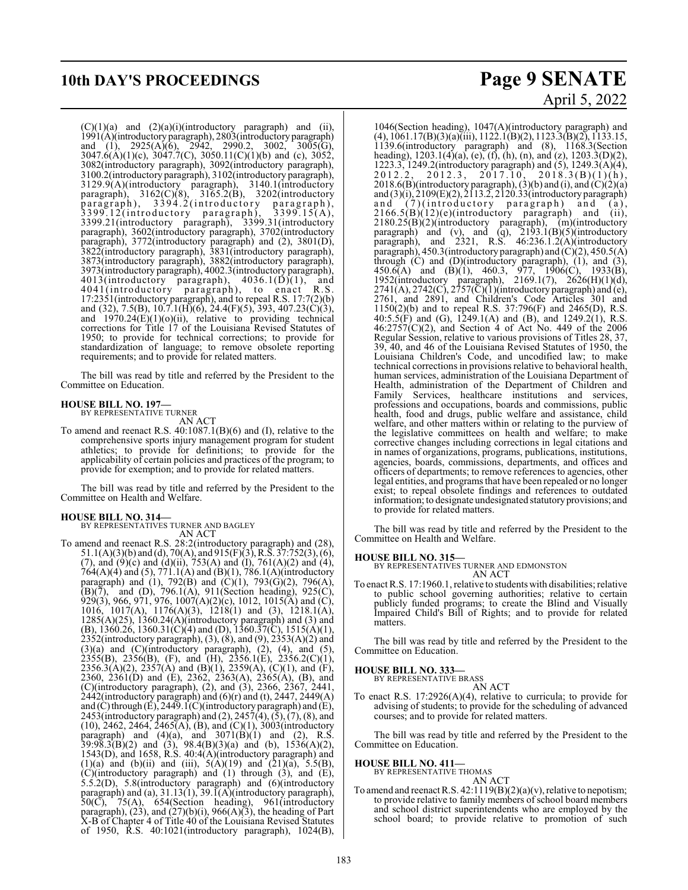(C)(1)(a) and (2)(a)(i)(introductory paragraph) and (ii), 1991(A)(introductory paragraph), 2803(introductory paragraph) and (1), 2925(A)(6), 2942, 2990.2, 3002, 3005(G), 3047.6(A)(1)(c), 3047.7(C), 3050.11(C)(1)(b) and (c), 3052, 3082(introductory paragraph), 3092(introductory paragraph), 3100.2(introductory paragraph), 3102(introductory paragraph), 3129.9(A)(introductory paragraph), 3140.1(introductory paragraph), 3162(C)(8), 3165.2(B), 3202(introductory paragraph), 3394.2(introductory paragraph), 3399.12(introductory paragraph), 3399.15(A), 3399.21(introductory paragraph), 3399.31(introductory paragraph), 3602(introductory paragraph), 3702(introductory paragraph), 3772(introductory paragraph) and (2), 3801(D), 3822(introductory paragraph), 3831(introductory paragraph), 3873(introductory paragraph), 3882(introductory paragraph), 3973(introductory paragraph), 4002.3(introductory paragraph), 4013(introductory paragraph), 4036.1(D)(1), and 4041(introductory paragraph), to enact R.S. 17:2351(introductory paragraph), and to repeal R.S. 17:7(2)(b) and (32), 7.5(B), 10.7.1(H)(6), 24.4(F)(5), 393, 407.23(C)(3), and 1970.24(E)(1)(o)(ii), relative to providing technical corrections for Title 17 of the Louisiana Revised Statutes of 1950; to provide for technical corrections; to provide for standardization of language; to remove obsolete reporting requirements; and to provide for related matters.

The bill was read by title and referred by the President to the Committee on Education.

**HOUSE BILL NO. 197—**
BY REPRESENTATIVE TURNER
AN ACT

To amend and reenact R.S. 40:1087.1(B)(6) and (I), relative to the comprehensive sports injury management program for student athletics; to provide for definitions; to provide for the applicability of certain policies and practices of the program; to provide for exemption; and to provide for related matters.

The bill was read by title and referred by the President to the Committee on Health and Welfare.

**HOUSE BILL NO. 314—**
BY REPRESENTATIVES TURNER AND BAGLEY
AN ACT

To amend and reenact R.S. 28:2(introductory paragraph) and (28), 51.1(A)(3)(b) and (d), 70(A), and 915(F)(3), R.S. 37:752(3), (6), (7), and (9)(c) and (d)(ii), 753(A) and (I), 761(A)(2) and (4), 764(A)(4) and (5), 771.1(A) and (B)(1), 786.1(A)(introductory paragraph) and (1), 792(B) and (C)(1), 793(G)(2), 796(A), (B)(7), and (D), 796.1(A), 911(Section heading), 925(C), 929(3), 966, 971, 976, 1007(A)(2)(c), 1012, 1015(A) and (C), 1016, 1017(A), 1176(A)(3), 1218(1) and (3), 1218.1(A), 1285(A)(25), 1360.24(A)(introductory paragraph) and (3) and (B), 1360.26, 1360.31(C)(4) and (D), 1360.37(C), 1515(A)(1), 2352(introductory paragraph), (3), (8), and (9), 2353(A)(2) and (3)(a) and (C)(introductory paragraph), (2), (4), and (5), 2355(B), 2356(B), (F), and (H), 2356.1(E), 2356.2(C)(1), 2356.3(A)(2), 2357(A) and (B)(1), 2359(A), (C)(1), and (F), 2360, 2361(D) and (E), 2362, 2363(A), 2365(A), (B), and (C)(introductory paragraph), (2), and (3), 2366, 2367, 2441, 2442(introductory paragraph) and (6)(r) and (t), 2447, 2449(A) and (C) through (E), 2449.1(C)(introductory paragraph) and (E), 2453(introductory paragraph) and (2), 2457(4), (5), (7), (8), and (10), 2462, 2464, 2465(A), (B), and (C)(1), 3003(introductory paragraph) and (4)(a), and 3071(B)(1) and (2), R.S. 39:98.3(B)(2) and (3), 98.4(B)(3)(a) and (b), 1536(A)(2), 1543(D), and 1658, R.S. 40:4(A)(introductory paragraph) and (1)(a) and (b)(ii) and (iii), 5(A)(19) and (21)(a), 5.5(B), (C)(introductory paragraph) and (1) through (3), and (E), 5.5.2(D), 5.8(introductory paragraph) and (6)(introductory paragraph) and (a), 31.13(1), 39.1(A)(introductory paragraph), 50(C), 75(A), 654(Section heading), 961(introductory paragraph), (23), and (27)(b)(i), 966(A)(3), the heading of Part X-B of Chapter 4 of Title 40 of the Louisiana Revised Statutes of 1950, R.S. 40:1021(introductory paragraph), 1024(B), 1046(Section heading), 1047(A)(introductory paragraph) and (4), 1061.17(B)(3)(a)(iii), 1122.1(B)(2), 1123.3(B)(2), 1133.15, 1139.6(introductory paragraph) and (8), 1168.3(Section heading), 1203.1(4)(a), (e), (f), (h), (n), and (z), 1203.3(D)(2), 1223.3, 1249.2(introductory paragraph) and (5), 1249.3(A)(4), 2012.2, 2012.3, 2017.10, 2018.3(B)(1)(h), 2018.6(B)(introductory paragraph), (3)(b) and (i), and (C)(2)(a) and (3)(i), 2109(E)(2), 2113.2, 2120.33(introductory paragraph) and (7)(introductory paragraph) and (a), 2166.5(B)(12)(e)(introductory paragraph) and (ii), 2180.25(B)(2)(introductory paragraph), (m)(introductory paragraph) and (v), and (q), 2193.1(B)(5)(introductory paragraph), and 2321, R.S. 46:236.1.2(A)(introductory paragraph), 450.3(introductory paragraph) and (C)(2), 450.5(A) through (C) and (D)(introductory paragraph), (1), and (3), 450.6(A) and (B)(1), 460.3, 977, 1906(C), 1933(B), 1952(introductory paragraph), 2169.1(7), 2626(H)(1)(d), 2741(A), 2742(C), 2757(C)(1)(introductory paragraph) and (e), 2761, and 2891, and Children's Code Articles 301 and 1150(2)(b) and to repeal R.S. 37:796(F) and 2465(D), R.S. 40:5.5(F) and (G), 1249.1(A) and (B), and 1249.2(1), R.S. 46:2757(C)(2), and Section 4 of Act No. 449 of the 2006 Regular Session, relative to various provisions of Titles 28, 37, 39, 40, and 46 of the Louisiana Revised Statutes of 1950, the Louisiana Children's Code, and uncodified law; to make technical corrections in provisions relative to behavioral health, human services, administration of the Louisiana Department of Health, administration of the Department of Children and Family Services, healthcare institutions and services, professions and occupations, boards and commissions, public health, food and drugs, public welfare and assistance, child welfare, and other matters within or relating to the purview of the legislative committees on health and welfare; to make corrective changes including corrections in legal citations and in names of organizations, programs, publications, institutions, agencies, boards, commissions, departments, and offices and officers of departments; to remove references to agencies, other legal entities, and programs that have been repealed or no longer exist; to repeal obsolete findings and references to outdated information; to designate undesignated statutory provisions; and to provide for related matters.

The bill was read by title and referred by the President to the Committee on Health and Welfare.

**HOUSE BILL NO. 315—**
BY REPRESENTATIVES TURNER AND EDMONSTON
AN ACT

To enact R.S. 17:1960.1, relative to students with disabilities; relative to public school governing authorities; relative to certain publicly funded programs; to create the Blind and Visually Impaired Child's Bill of Rights; and to provide for related matters.

The bill was read by title and referred by the President to the Committee on Education.

**HOUSE BILL NO. 333—**
BY REPRESENTATIVE BRASS
AN ACT

To enact R.S. 17:2926(A)(4), relative to curricula; to provide for advising of students; to provide for the scheduling of advanced courses; and to provide for related matters.

The bill was read by title and referred by the President to the Committee on Education.

**HOUSE BILL NO. 411—**
BY REPRESENTATIVE THOMAS
AN ACT

To amend and reenact R.S. 42:1119(B)(2)(a)(v), relative to nepotism; to provide relative to family members of school board members and school district superintendents who are employed by the school board; to provide relative to promotion of such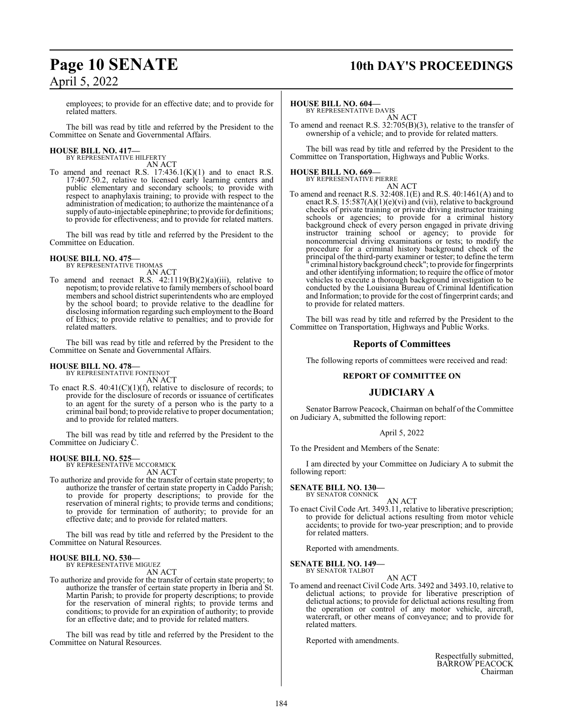employees; to provide for an effective date; and to provide for related matters.

The bill was read by title and referred by the President to the Committee on Senate and Governmental Affairs.

**HOUSE BILL NO. 417—**
BY REPRESENTATIVE HILFERTY
AN ACT

To amend and reenact R.S. 17:436.1(K)(1) and to enact R.S. 17:407.50.2, relative to licensed early learning centers and public elementary and secondary schools; to provide with respect to anaphylaxis training; to provide with respect to the administration of medication; to authorize the maintenance of a supply of auto-injectable epinephrine; to provide for definitions; to provide for effectiveness; and to provide for related matters.

The bill was read by title and referred by the President to the Committee on Education.

**HOUSE BILL NO. 475—**
BY REPRESENTATIVE THOMAS
AN ACT

To amend and reenact R.S. 42:1119(B)(2)(a)(iii), relative to nepotism; to provide relative to family members of school board members and school district superintendents who are employed by the school board; to provide relative to the deadline for disclosing information regarding such employment to the Board of Ethics; to provide relative to penalties; and to provide for related matters.

The bill was read by title and referred by the President to the Committee on Senate and Governmental Affairs.

**HOUSE BILL NO. 478—**
BY REPRESENTATIVE FONTENOT
AN ACT

To enact R.S. 40:41(C)(1)(f), relative to disclosure of records; to provide for the disclosure of records or issuance of certificates to an agent for the surety of a person who is the party to a criminal bail bond; to provide relative to proper documentation; and to provide for related matters.

The bill was read by title and referred by the President to the Committee on Judiciary C.

**HOUSE BILL NO. 525—**
BY REPRESENTATIVE MCCORMICK
AN ACT

To authorize and provide for the transfer of certain state property; to authorize the transfer of certain state property in Caddo Parish; to provide for property descriptions; to provide for the reservation of mineral rights; to provide terms and conditions; to provide for termination of authority; to provide for an effective date; and to provide for related matters.

The bill was read by title and referred by the President to the Committee on Natural Resources.

**HOUSE BILL NO. 530—**
BY REPRESENTATIVE MIGUEZ
AN ACT

To authorize and provide for the transfer of certain state property; to authorize the transfer of certain state property in Iberia and St. Martin Parish; to provide for property descriptions; to provide for the reservation of mineral rights; to provide terms and conditions; to provide for an expiration of authority; to provide for an effective date; and to provide for related matters.

The bill was read by title and referred by the President to the Committee on Natural Resources.

**HOUSE BILL NO. 604—**
BY REPRESENTATIVE DAVIS
AN ACT

To amend and reenact R.S. 32:705(B)(3), relative to the transfer of ownership of a vehicle; and to provide for related matters.

The bill was read by title and referred by the President to the Committee on Transportation, Highways and Public Works.

**HOUSE BILL NO. 669—**
BY REPRESENTATIVE PIERRE
AN ACT

To amend and reenact R.S. 32:408.1(E) and R.S. 40:1461(A) and to enact R.S. 15:587(A)(1)(e)(vi) and (vii), relative to background checks of private training or private driving instructor training schools or agencies; to provide for a criminal history background check of every person engaged in private driving instructor training school or agency; to provide for noncommercial driving examinations or tests; to modify the procedure for a criminal history background check of the principal of the third-party examiner or tester; to define the term "criminal history background check"; to provide for fingerprints and other identifying information; to require the office of motor vehicles to execute a thorough background investigation to be conducted by the Louisiana Bureau of Criminal Identification and Information; to provide for the cost of fingerprint cards; and to provide for related matters.

The bill was read by title and referred by the President to the Committee on Transportation, Highways and Public Works.

## Reports of Committees

The following reports of committees were received and read:

### REPORT OF COMMITTEE ON

## JUDICIARY A

Senator Barrow Peacock, Chairman on behalf of the Committee on Judiciary A, submitted the following report:

April 5, 2022

To the President and Members of the Senate:

I am directed by your Committee on Judiciary A to submit the following report:

**SENATE BILL NO. 130—**
BY SENATOR CONNICK
AN ACT

To enact Civil Code Art. 3493.11, relative to liberative prescription; to provide for delictual actions resulting from motor vehicle accidents; to provide for two-year prescription; and to provide for related matters.

Reported with amendments.

**SENATE BILL NO. 149—**
BY SENATOR TALBOT
AN ACT

To amend and reenact Civil Code Arts. 3492 and 3493.10, relative to delictual actions; to provide for liberative prescription of delictual actions; to provide for delictual actions resulting from the operation or control of any motor vehicle, aircraft, watercraft, or other means of conveyance; and to provide for related matters.

Reported with amendments.

Respectfully submitted,
BARROW PEACOCK
Chairman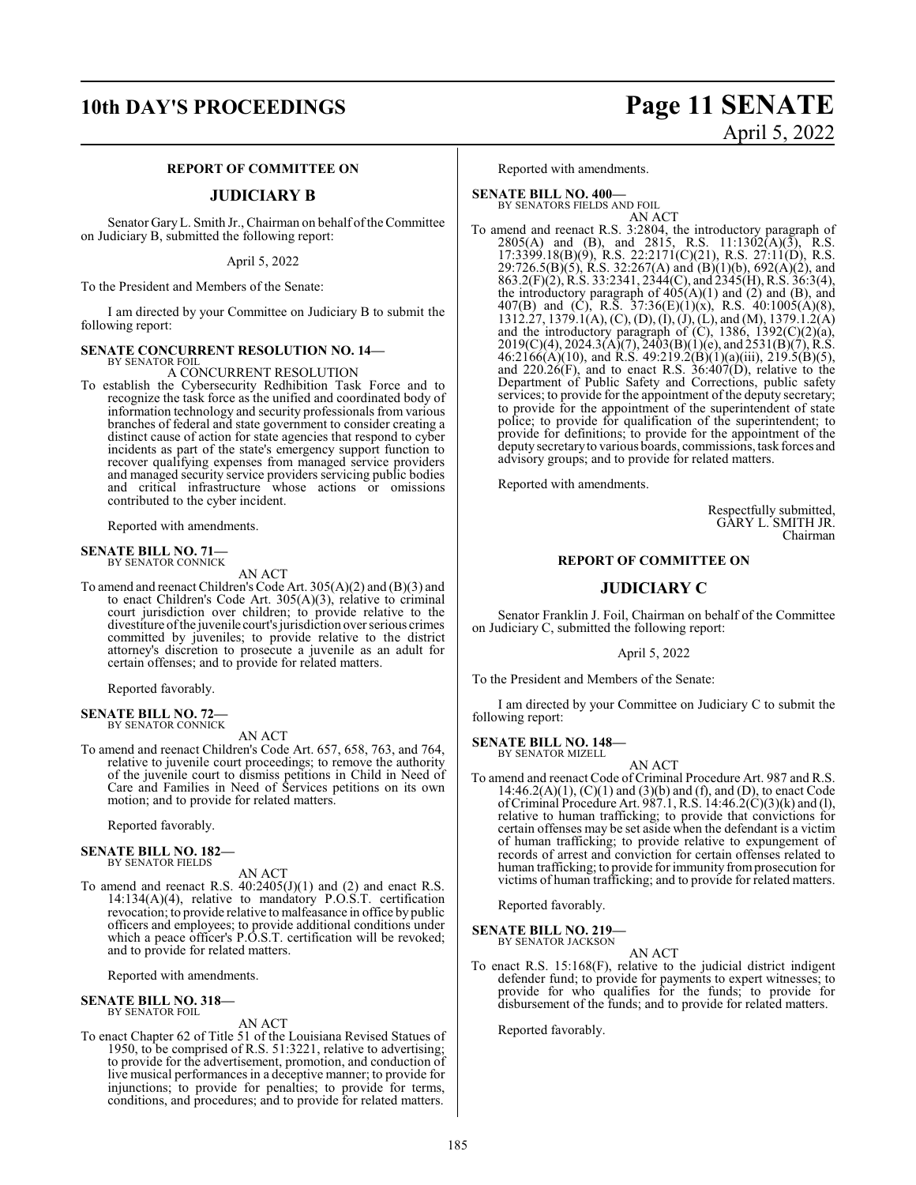## REPORT OF COMMITTEE ON

## JUDICIARY B

Senator Gary L. Smith Jr., Chairman on behalf of the Committee on Judiciary B, submitted the following report:

April 5, 2022

To the President and Members of the Senate:

I am directed by your Committee on Judiciary B to submit the following report:

**SENATE CONCURRENT RESOLUTION NO. 14—**
BY SENATOR FOIL

A CONCURRENT RESOLUTION

To establish the Cybersecurity Redhibition Task Force and to recognize the task force as the unified and coordinated body of information technology and security professionals from various branches of federal and state government to consider creating a distinct cause of action for state agencies that respond to cyber incidents as part of the state's emergency support function to recover qualifying expenses from managed service providers and managed security service providers servicing public bodies and critical infrastructure whose actions or omissions contributed to the cyber incident.

Reported with amendments.

**SENATE BILL NO. 71—**
BY SENATOR CONNICK

AN ACT

To amend and reenact Children's Code Art. 305(A)(2) and (B)(3) and to enact Children's Code Art. 305(A)(3), relative to criminal court jurisdiction over children; to provide relative to the divestiture of the juvenile court's jurisdiction over serious crimes committed by juveniles; to provide relative to the district attorney's discretion to prosecute a juvenile as an adult for certain offenses; and to provide for related matters.

Reported favorably.

**SENATE BILL NO. 72—**
BY SENATOR CONNICK

AN ACT

To amend and reenact Children's Code Art. 657, 658, 763, and 764, relative to juvenile court proceedings; to remove the authority of the juvenile court to dismiss petitions in Child in Need of Care and Families in Need of Services petitions on its own motion; and to provide for related matters.

Reported favorably.

**SENATE BILL NO. 182—**
BY SENATOR FIELDS

AN ACT

To amend and reenact R.S. 40:2405(J)(1) and (2) and enact R.S. 14:134(A)(4), relative to mandatory P.O.S.T. certification revocation; to provide relative to malfeasance in office by public officers and employees; to provide additional conditions under which a peace officer's P.O.S.T. certification will be revoked; and to provide for related matters.

Reported with amendments.

**SENATE BILL NO. 318—**
BY SENATOR FOIL

AN ACT

To enact Chapter 62 of Title 51 of the Louisiana Revised Statues of 1950, to be comprised of R.S. 51:3221, relative to advertising; to provide for the advertisement, promotion, and conduction of live musical performances in a deceptive manner; to provide for injunctions; to provide for penalties; to provide for terms, conditions, and procedures; and to provide for related matters.

Reported with amendments.

**SENATE BILL NO. 400—**
BY SENATORS FIELDS AND FOIL

AN ACT

To amend and reenact R.S. 3:2804, the introductory paragraph of 2805(A) and (B), and 2815, R.S. 11:1302(A)(3), R.S. 17:3399.18(B)(9), R.S. 22:2171(C)(21), R.S. 27:11(D), R.S. 29:726.5(B)(5), R.S. 32:267(A) and (B)(1)(b), 692(A)(2), and 863.2(F)(2), R.S. 33:2341, 2344(C), and 2345(H), R.S. 36:3(4), the introductory paragraph of 405(A)(1) and (2) and (B), and 407(B) and (C), R.S. 37:36(E)(1)(x), R.S. 40:1005(A)(8), 1312.27, 1379.1(A), (C), (D), (I), (J), (L), and (M), 1379.1.2(A) and the introductory paragraph of (C), 1386, 1392(C)(2)(a), 2019(C)(4), 2024.3(A)(7), 2403(B)(1)(e), and 2531(B)(7), R.S. 46:2166(A)(10), and R.S. 49:219.2(B)(1)(a)(iii), 219.5(B)(5), and 220.26(F), and to enact R.S. 36:407(D), relative to the Department of Public Safety and Corrections, public safety services; to provide for the appointment of the deputy secretary; to provide for the appointment of the superintendent of state police; to provide for qualification of the superintendent; to provide for definitions; to provide for the appointment of the deputy secretary to various boards, commissions, task forces and advisory groups; and to provide for related matters.

Reported with amendments.

Respectfully submitted,
GARY L. SMITH JR.
Chairman

## REPORT OF COMMITTEE ON

## JUDICIARY C

Senator Franklin J. Foil, Chairman on behalf of the Committee on Judiciary C, submitted the following report:

April 5, 2022

To the President and Members of the Senate:

I am directed by your Committee on Judiciary C to submit the following report:

**SENATE BILL NO. 148—**
BY SENATOR MIZELL

AN ACT

To amend and reenact Code of Criminal Procedure Art. 987 and R.S. 14:46.2(A)(1), (C)(1) and (3)(b) and (f), and (D), to enact Code of Criminal Procedure Art. 987.1, R.S. 14:46.2(C)(3)(k) and (l), relative to human trafficking; to provide that convictions for certain offenses may be set aside when the defendant is a victim of human trafficking; to provide relative to expungement of records of arrest and conviction for certain offenses related to human trafficking; to provide for immunity from prosecution for victims of human trafficking; and to provide for related matters.

Reported favorably.

**SENATE BILL NO. 219—**
BY SENATOR JACKSON

AN ACT

To enact R.S. 15:168(F), relative to the judicial district indigent defender fund; to provide for payments to expert witnesses; to provide for who qualifies for the funds; to provide for disbursement of the funds; and to provide for related matters.

Reported favorably.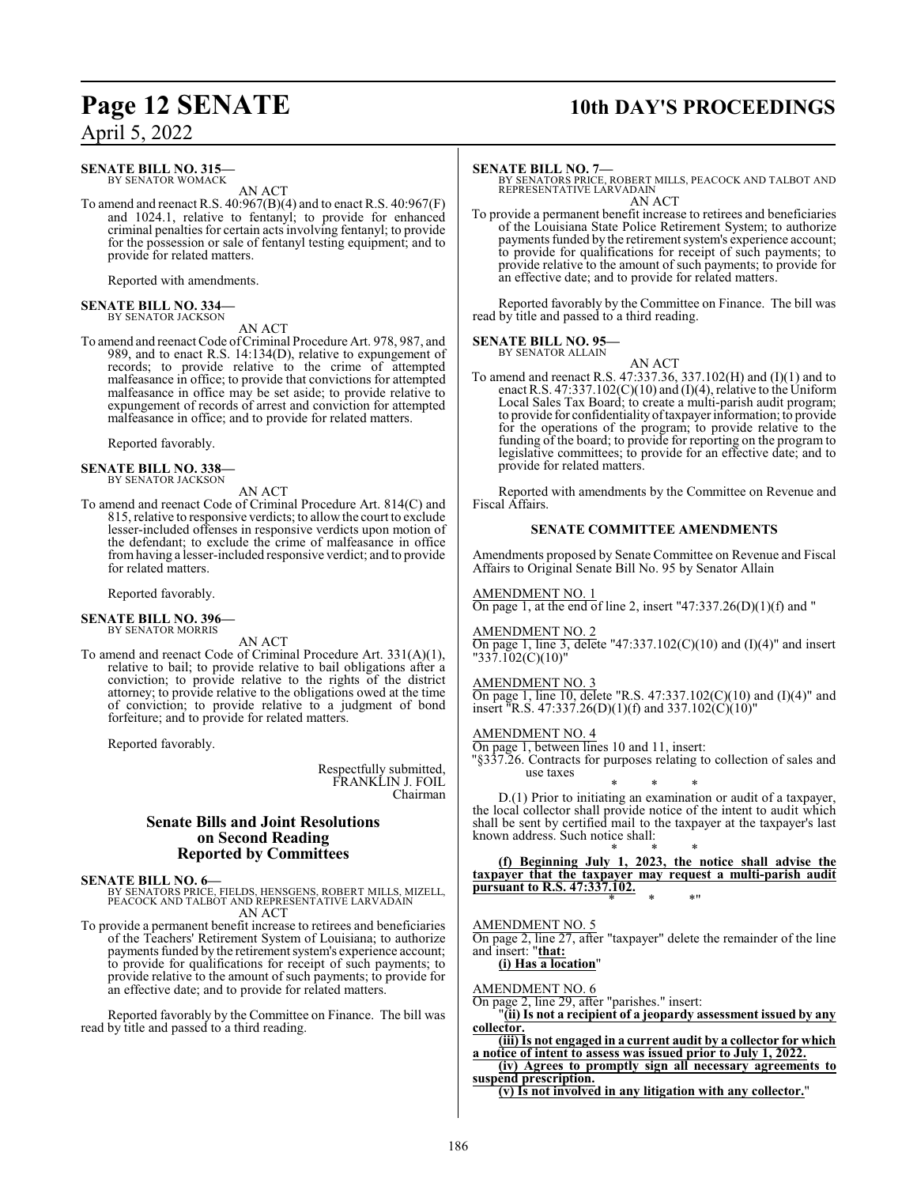**SENATE BILL NO. 315—**
BY SENATOR WOMACK

AN ACT

To amend and reenact R.S. 40:967(B)(4) and to enact R.S. 40:967(F) and 1024.1, relative to fentanyl; to provide for enhanced criminal penalties for certain acts involving fentanyl; to provide for the possession or sale of fentanyl testing equipment; and to provide for related matters.

Reported with amendments.

**SENATE BILL NO. 334—**
BY SENATOR JACKSON

AN ACT

To amend and reenact Code of Criminal Procedure Art. 978, 987, and 989, and to enact R.S. 14:134(D), relative to expungement of records; to provide relative to the crime of attempted malfeasance in office; to provide that convictions for attempted malfeasance in office may be set aside; to provide relative to expungement of records of arrest and conviction for attempted malfeasance in office; and to provide for related matters.

Reported favorably.

**SENATE BILL NO. 338—**
BY SENATOR JACKSON

AN ACT

To amend and reenact Code of Criminal Procedure Art. 814(C) and 815, relative to responsive verdicts; to allow the court to exclude lesser-included offenses in responsive verdicts upon motion of the defendant; to exclude the crime of malfeasance in office from having a lesser-included responsive verdict; and to provide for related matters.

Reported favorably.

**SENATE BILL NO. 396—**
BY SENATOR MORRIS

AN ACT

To amend and reenact Code of Criminal Procedure Art. 331(A)(1), relative to bail; to provide relative to bail obligations after a conviction; to provide relative to the rights of the district attorney; to provide relative to the obligations owed at the time of conviction; to provide relative to a judgment of bond forfeiture; and to provide for related matters.

Reported favorably.

Respectfully submitted,
FRANKLIN J. FOIL
Chairman

## Senate Bills and Joint Resolutions on Second Reading Reported by Committees

**SENATE BILL NO. 6—**
BY SENATORS PRICE, FIELDS, HENSGENS, ROBERT MILLS, MIZELL, PEACOCK AND TALBOT AND REPRESENTATIVE LARVADAIN

AN ACT

To provide a permanent benefit increase to retirees and beneficiaries of the Teachers' Retirement System of Louisiana; to authorize payments funded by the retirement system's experience account; to provide for qualifications for receipt of such payments; to provide relative to the amount of such payments; to provide for an effective date; and to provide for related matters.

Reported favorably by the Committee on Finance. The bill was read by title and passed to a third reading.

**SENATE BILL NO. 7—**
BY SENATORS PRICE, ROBERT MILLS, PEACOCK AND TALBOT AND REPRESENTATIVE LARVADAIN

AN ACT

To provide a permanent benefit increase to retirees and beneficiaries of the Louisiana State Police Retirement System; to authorize payments funded by the retirement system's experience account; to provide for qualifications for receipt of such payments; to provide relative to the amount of such payments; to provide for an effective date; and to provide for related matters.

Reported favorably by the Committee on Finance. The bill was read by title and passed to a third reading.

**SENATE BILL NO. 95—**
BY SENATOR ALLAIN

AN ACT

To amend and reenact R.S. 47:337.36, 337.102(H) and (I)(1) and to enact R.S. 47:337.102(C)(10) and (I)(4), relative to the Uniform Local Sales Tax Board; to create a multi-parish audit program; to provide for confidentiality of taxpayer information; to provide for the operations of the program; to provide relative to the funding of the board; to provide for reporting on the program to legislative committees; to provide for an effective date; and to provide for related matters.

Reported with amendments by the Committee on Revenue and Fiscal Affairs.

### SENATE COMMITTEE AMENDMENTS

Amendments proposed by Senate Committee on Revenue and Fiscal Affairs to Original Senate Bill No. 95 by Senator Allain

AMENDMENT NO. 1
On page 1, at the end of line 2, insert "47:337.26(D)(1)(f) and "

AMENDMENT NO. 2
On page 1, line 3, delete "47:337.102(C)(10) and (I)(4)" and insert "337.102(C)(10)"

AMENDMENT NO. 3
On page 1, line 10, delete "R.S. 47:337.102(C)(10) and (I)(4)" and insert "R.S. 47:337.26(D)(1)(f) and 337.102(C)(10)"

AMENDMENT NO. 4
On page 1, between lines 10 and 11, insert:
"§337.26. Contracts for purposes relating to collection of sales and use taxes

\* \* \*

D.(1) Prior to initiating an examination or audit of a taxpayer, the local collector shall provide notice of the intent to audit which shall be sent by certified mail to the taxpayer at the taxpayer's last known address. Such notice shall:

\* \* \*

**(f) Beginning July 1, 2023, the notice shall advise the taxpayer that the taxpayer may request a multi-parish audit pursuant to R.S. 47:337.102.**

\* \* \*"

AMENDMENT NO. 5
On page 2, line 27, after "taxpayer" delete the remainder of the line and insert: "**that:**
**(i) Has a location**"

AMENDMENT NO. 6
On page 2, line 29, after "parishes." insert:
"**(ii) Is not a recipient of a jeopardy assessment issued by any collector.**
**(iii) Is not engaged in a current audit by a collector for which a notice of intent to assess was issued prior to July 1, 2022.**
**(iv) Agrees to promptly sign all necessary agreements to suspend prescription.**
**(v) Is not involved in any litigation with any collector.**"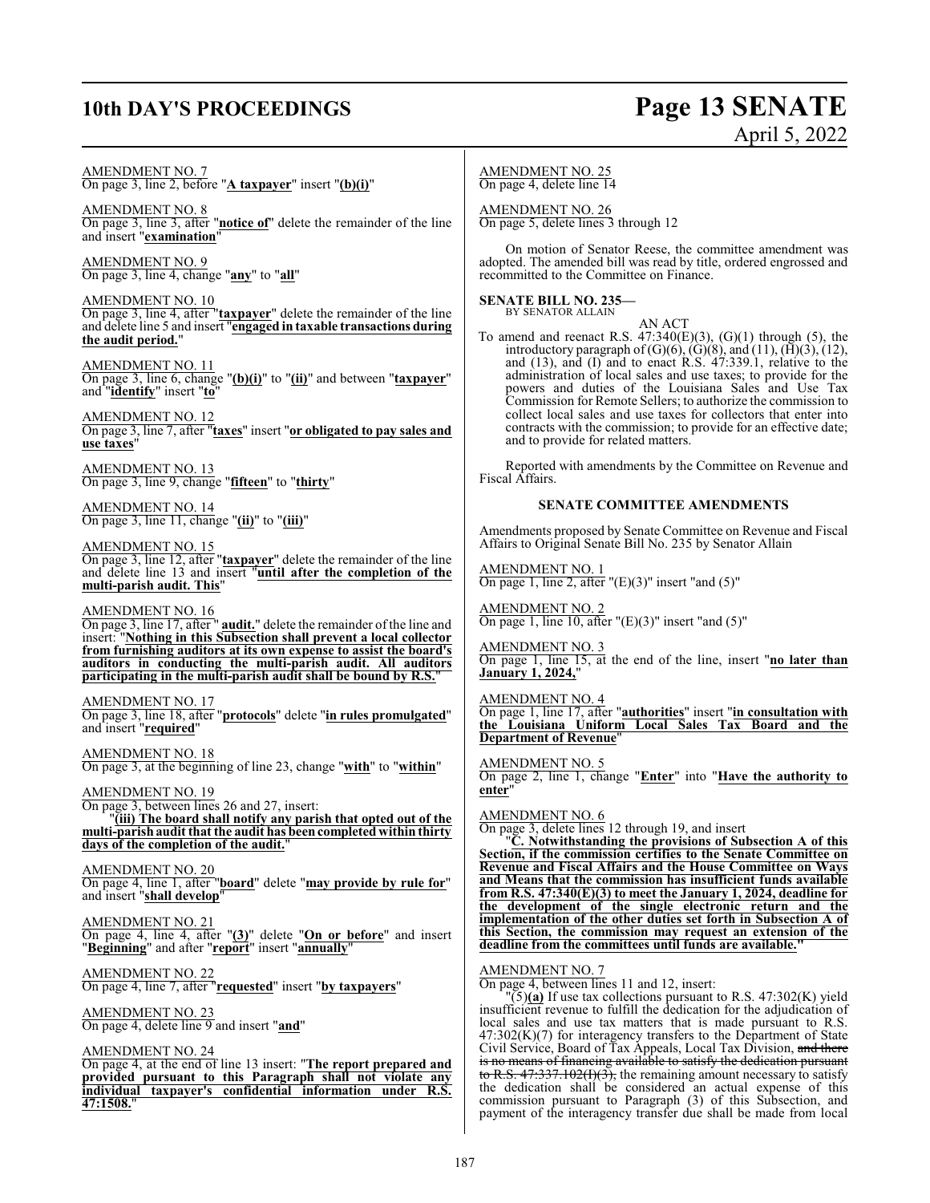AMENDMENT NO. 7
On page 3, line 2, before "**A taxpayer**" insert "**(b)(i)**"

AMENDMENT NO. 8
On page 3, line 3, after "**notice of**" delete the remainder of the line and insert "**examination**"

AMENDMENT NO. 9
On page 3, line 4, change "**any**" to "**all**"

AMENDMENT NO. 10
On page 3, line 4, after "**taxpayer**" delete the remainder of the line and delete line 5 and insert "**engaged in taxable transactions during the audit period.**"

AMENDMENT NO. 11
On page 3, line 6, change "**(b)(i)**" to "**(ii)**" and between "**taxpayer**" and "**identify**" insert "**to**"

AMENDMENT NO. 12
On page 3, line 7, after "**taxes**" insert "**or obligated to pay sales and use taxes**"

AMENDMENT NO. 13
On page 3, line 9, change "**fifteen**" to "**thirty**"

AMENDMENT NO. 14
On page 3, line 11, change "**(ii)**" to "**(iii)**"

AMENDMENT NO. 15
On page 3, line 12, after "**taxpayer**" delete the remainder of the line and delete line 13 and insert "**until after the completion of the multi-parish audit. This**"

AMENDMENT NO. 16
On page 3, line 17, after " **audit.**" delete the remainder of the line and insert: "**Nothing in this Subsection shall prevent a local collector from furnishing auditors at its own expense to assist the board's auditors in conducting the multi-parish audit. All auditors participating in the multi-parish audit shall be bound by R.S.**"

AMENDMENT NO. 17
On page 3, line 18, after "**protocols**" delete "**in rules promulgated**" and insert "**required**"

AMENDMENT NO. 18
On page 3, at the beginning of line 23, change "**with**" to "**within**"

AMENDMENT NO. 19
On page 3, between lines 26 and 27, insert:

"**(iii) The board shall notify any parish that opted out of the multi-parish audit that the audit has been completed within thirty days of the completion of the audit.**"

AMENDMENT NO. 20
On page 4, line 1, after "**board**" delete "**may provide by rule for**" and insert "**shall develop**"

AMENDMENT NO. 21
On page 4, line 4, after "**(3)**" delete "**On or before**" and insert "**Beginning**" and after "**report**" insert "**annually**"

AMENDMENT NO. 22
On page 4, line 7, after "**requested**" insert "**by taxpayers**"

AMENDMENT NO. 23
On page 4, delete line 9 and insert "**and**"

AMENDMENT NO. 24
On page 4, at the end of line 13 insert: "**The report prepared and provided pursuant to this Paragraph shall not violate any individual taxpayer's confidential information under R.S. 47:1508.**"

AMENDMENT NO. 25
On page 4, delete line 14

AMENDMENT NO. 26
On page 5, delete lines 3 through 12

On motion of Senator Reese, the committee amendment was adopted. The amended bill was read by title, ordered engrossed and recommitted to the Committee on Finance.

**SENATE BILL NO. 235—**
BY SENATOR ALLAIN

AN ACT

To amend and reenact R.S. 47:340(E)(3), (G)(1) through (5), the introductory paragraph of (G)(6), (G)(8), and (11), (H)(3), (12), and (13), and (I) and to enact R.S. 47:339.1, relative to the administration of local sales and use taxes; to provide for the powers and duties of the Louisiana Sales and Use Tax Commission for Remote Sellers; to authorize the commission to collect local sales and use taxes for collectors that enter into contracts with the commission; to provide for an effective date; and to provide for related matters.

Reported with amendments by the Committee on Revenue and Fiscal Affairs.

**SENATE COMMITTEE AMENDMENTS**

Amendments proposed by Senate Committee on Revenue and Fiscal Affairs to Original Senate Bill No. 235 by Senator Allain

AMENDMENT NO. 1
On page 1, line 2, after "(E)(3)" insert "and (5)"

AMENDMENT NO. 2
On page 1, line 10, after "(E)(3)" insert "and (5)"

AMENDMENT NO. 3
On page 1, line 15, at the end of the line, insert "**no later than January 1, 2024,**"

AMENDMENT NO. 4
On page 1, line 17, after "**authorities**" insert "**in consultation with the Louisiana Uniform Local Sales Tax Board and the Department of Revenue**"

AMENDMENT NO. 5
On page 2, line 1, change "**Enter**" into "**Have the authority to enter**"

AMENDMENT NO. 6
On page 3, delete lines 12 through 19, and insert

"**C. Notwithstanding the provisions of Subsection A of this Section, if the commission certifies to the Senate Committee on Revenue and Fiscal Affairs and the House Committee on Ways and Means that the commission has insufficient funds available from R.S. 47:340(E)(3) to meet the January 1, 2024, deadline for the development of the single electronic return and the implementation of the other duties set forth in Subsection A of this Section, the commission may request an extension of the deadline from the committees until funds are available.**"

AMENDMENT NO. 7
On page 4, between lines 11 and 12, insert:

"(5)**(a)** If use tax collections pursuant to R.S. 47:302(K) yield insufficient revenue to fulfill the dedication for the adjudication of local sales and use tax matters that is made pursuant to R.S. 47:302(K)(7) for interagency transfers to the Department of State Civil Service, Board of Tax Appeals, Local Tax Division, ~~and there is no means of financing available to satisfy the dedication pursuant to R.S. 47:337.102(H)(3),~~ the remaining amount necessary to satisfy the dedication shall be considered an actual expense of this commission pursuant to Paragraph (3) of this Subsection, and payment of the interagency transfer due shall be made from local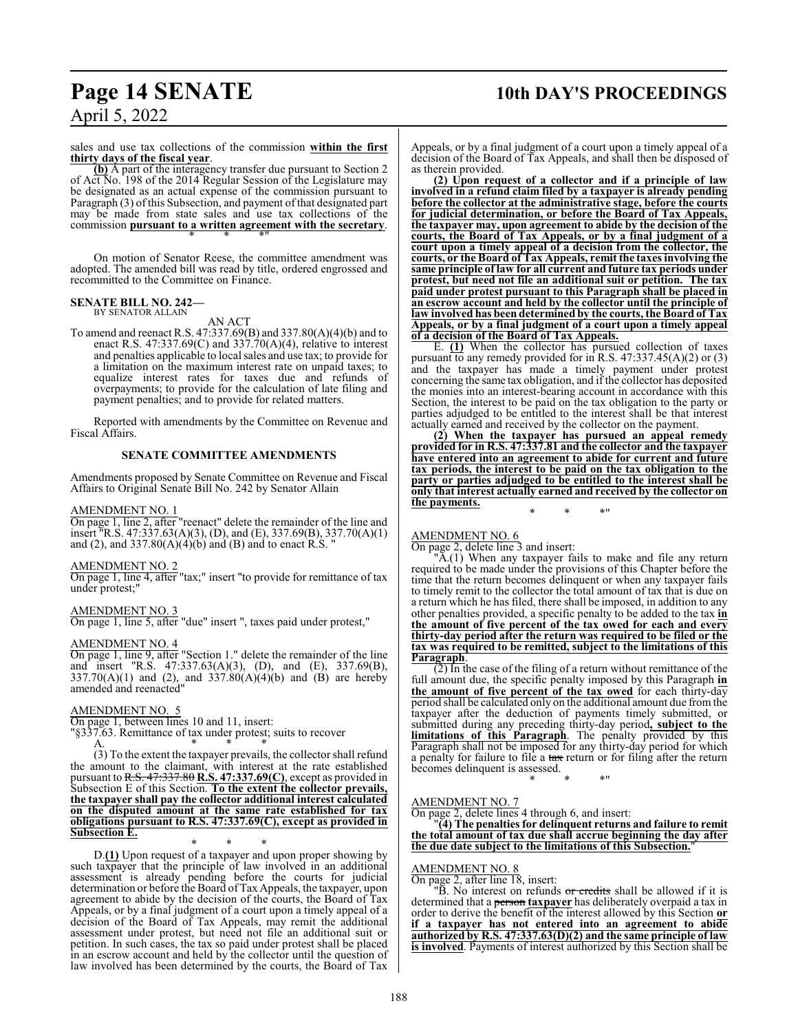sales and use tax collections of the commission **within the first thirty days of the fiscal year**.

**(b)** A part of the interagency transfer due pursuant to Section 2 of Act No. 198 of the 2014 Regular Session of the Legislature may be designated as an actual expense of the commission pursuant to Paragraph (3) of this Subsection, and payment of that designated part may be made from state sales and use tax collections of the commission **pursuant to a written agreement with the secretary**.

\* \* \*"

On motion of Senator Reese, the committee amendment was adopted. The amended bill was read by title, ordered engrossed and recommitted to the Committee on Finance.

**SENATE BILL NO. 242—**
BY SENATOR ALLAIN

AN ACT

To amend and reenact R.S. 47:337.69(B) and 337.80(A)(4)(b) and to enact R.S. 47:337.69(C) and 337.70(A)(4), relative to interest and penalties applicable to local sales and use tax; to provide for a limitation on the maximum interest rate on unpaid taxes; to equalize interest rates for taxes due and refunds of overpayments; to provide for the calculation of late filing and payment penalties; and to provide for related matters.

Reported with amendments by the Committee on Revenue and Fiscal Affairs.

**SENATE COMMITTEE AMENDMENTS**

Amendments proposed by Senate Committee on Revenue and Fiscal Affairs to Original Senate Bill No. 242 by Senator Allain

AMENDMENT NO. 1

On page 1, line 2, after "reenact" delete the remainder of the line and insert "R.S. 47:337.63(A)(3), (D), and (E), 337.69(B), 337.70(A)(1) and (2), and 337.80(A)(4)(b) and (B) and to enact R.S. "

AMENDMENT NO. 2

On page 1, line 4, after "tax;" insert "to provide for remittance of tax under protest;"

AMENDMENT NO. 3

On page 1, line 5, after "due" insert ", taxes paid under protest,"

AMENDMENT NO. 4

On page 1, line 9, after "Section 1." delete the remainder of the line and insert "R.S. 47:337.63(A)(3), (D), and (E), 337.69(B), 337.70(A)(1) and (2), and 337.80(A)(4)(b) and (B) are hereby amended and reenacted"

AMENDMENT NO. 5

On page 1, between lines 10 and 11, insert:

"§337.63. Remittance of tax under protest; suits to recover

A. \* \* \*

(3) To the extent the taxpayer prevails, the collector shall refund the amount to the claimant, with interest at the rate established pursuant to ~~R.S. 47:337.80~~ **R.S. 47:337.69(C)**, except as provided in Subsection E of this Section. **To the extent the collector prevails, the taxpayer shall pay the collector additional interest calculated on the disputed amount at the same rate established for tax obligations pursuant to R.S. 47:337.69(C), except as provided in Subsection E.**

\* \* \*

D.**(1)** Upon request of a taxpayer and upon proper showing by such taxpayer that the principle of law involved in an additional assessment is already pending before the courts for judicial determination or before the Board of Tax Appeals, the taxpayer, upon agreement to abide by the decision of the courts, the Board of Tax Appeals, or by a final judgment of a court upon a timely appeal of a decision of the Board of Tax Appeals, may remit the additional assessment under protest, but need not file an additional suit or petition. In such cases, the tax so paid under protest shall be placed in an escrow account and held by the collector until the question of law involved has been determined by the courts, the Board of Tax Appeals, or by a final judgment of a court upon a timely appeal of a decision of the Board of Tax Appeals, and shall then be disposed of as therein provided.

**(2) Upon request of a collector and if a principle of law involved in a refund claim filed by a taxpayer is already pending before the collector at the administrative stage, before the courts for judicial determination, or before the Board of Tax Appeals, the taxpayer may, upon agreement to abide by the decision of the courts, the Board of Tax Appeals, or by a final judgment of a court upon a timely appeal of a decision from the collector, the courts, or the Board of Tax Appeals, remit the taxes involving the same principle of law for all current and future tax periods under protest, but need not file an additional suit or petition. The tax paid under protest pursuant to this Paragraph shall be placed in an escrow account and held by the collector until the principle of law involved has been determined by the courts, the Board of Tax Appeals, or by a final judgment of a court upon a timely appeal of a decision of the Board of Tax Appeals.**

E. **(1)** When the collector has pursued collection of taxes pursuant to any remedy provided for in R.S. 47:337.45(A)(2) or (3) and the taxpayer has made a timely payment under protest concerning the same tax obligation, and if the collector has deposited the monies into an interest-bearing account in accordance with this Section, the interest to be paid on the tax obligation to the party or parties adjudged to be entitled to the interest shall be that interest actually earned and received by the collector on the payment.

**(2) When the taxpayer has pursued an appeal remedy provided for in R.S. 47:337.81 and the collector and the taxpayer have entered into an agreement to abide for current and future tax periods, the interest to be paid on the tax obligation to the party or parties adjudged to be entitled to the interest shall be only that interest actually earned and received by the collector on the payments.**

\* \* \*"

AMENDMENT NO. 6

On page 2, delete line 3 and insert:

"A.(1) When any taxpayer fails to make and file any return required to be made under the provisions of this Chapter before the time that the return becomes delinquent or when any taxpayer fails to timely remit to the collector the total amount of tax that is due on a return which he has filed, there shall be imposed, in addition to any other penalties provided, a specific penalty to be added to the tax **in the amount of five percent of the tax owed for each and every thirty-day period after the return was required to be filed or the tax was required to be remitted, subject to the limitations of this Paragraph**.

(2) In the case of the filing of a return without remittance of the full amount due, the specific penalty imposed by this Paragraph **in the amount of five percent of the tax owed** for each thirty-day period shall be calculated only on the additional amount due from the taxpayer after the deduction of payments timely submitted, or submitted during any preceding thirty-day period**, subject to the limitations of this Paragraph**. The penalty provided by this Paragraph shall not be imposed for any thirty-day period for which a penalty for failure to file a ~~tax~~ return or for filing after the return becomes delinquent is assessed.

\* \* \*"

AMENDMENT NO. 7

On page 2, delete lines 4 through 6, and insert:

"**(4) The penalties for delinquent returns and failure to remit the total amount of tax due shall accrue beginning the day after the due date subject to the limitations of this Subsection.**"

AMENDMENT NO. 8

On page 2, after line 18, insert:

"B. No interest on refunds ~~or credits~~ shall be allowed if it is determined that a ~~person~~ **taxpayer** has deliberately overpaid a tax in order to derive the benefit of the interest allowed by this Section **or if a taxpayer has not entered into an agreement to abide authorized by R.S. 47:337.63(D)(2) and the same principle of law is involved**. Payments of interest authorized by this Section shall be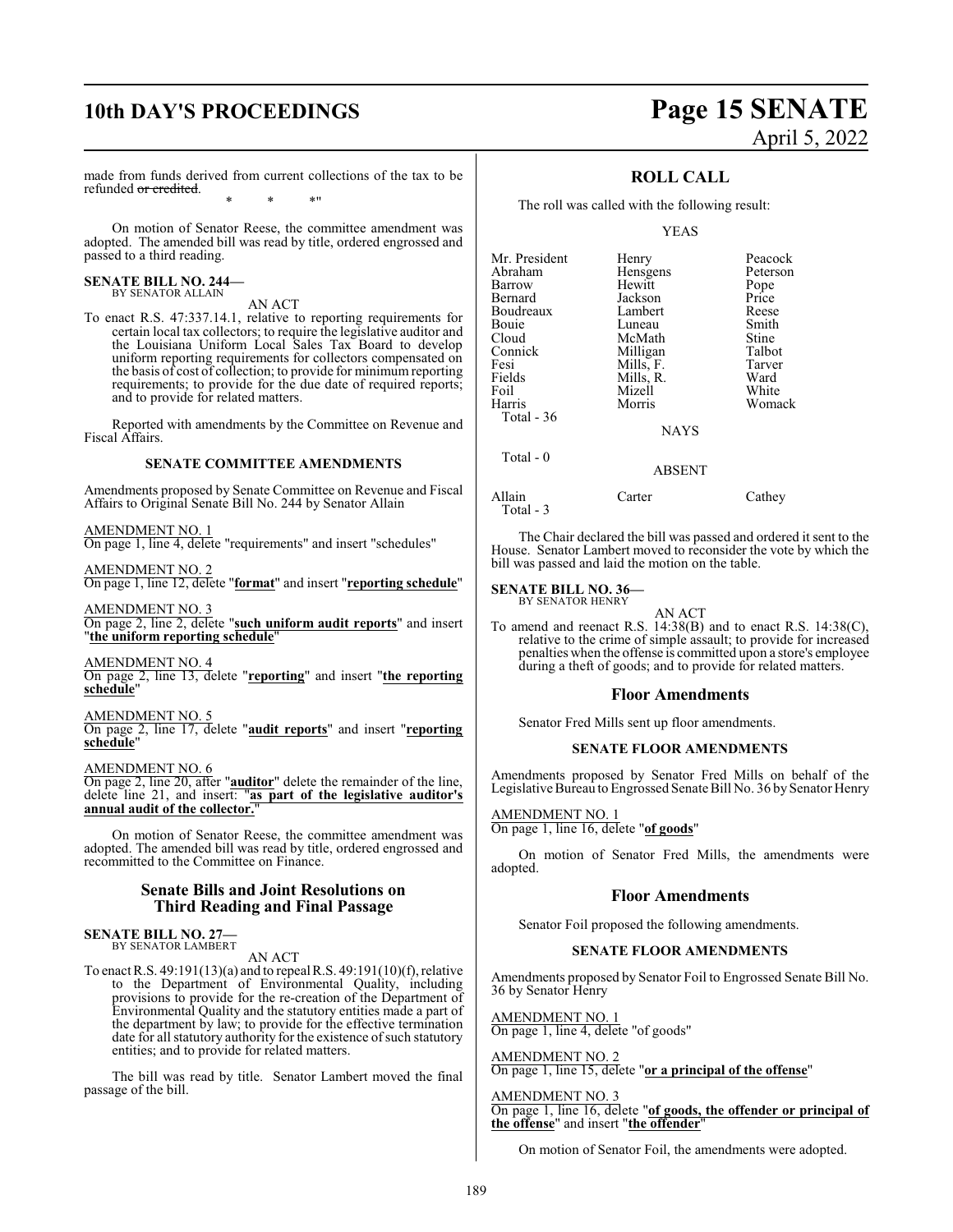made from funds derived from current collections of the tax to be refunded ~~or credited~~.

\* \* \*"

On motion of Senator Reese, the committee amendment was adopted. The amended bill was read by title, ordered engrossed and passed to a third reading.

**SENATE BILL NO. 244—**
BY SENATOR ALLAIN

AN ACT

To enact R.S. 47:337.14.1, relative to reporting requirements for certain local tax collectors; to require the legislative auditor and the Louisiana Uniform Local Sales Tax Board to develop uniform reporting requirements for collectors compensated on the basis of cost of collection; to provide for minimum reporting requirements; to provide for the due date of required reports; and to provide for related matters.

Reported with amendments by the Committee on Revenue and Fiscal Affairs.

### SENATE COMMITTEE AMENDMENTS

Amendments proposed by Senate Committee on Revenue and Fiscal Affairs to Original Senate Bill No. 244 by Senator Allain

AMENDMENT NO. 1
On page 1, line 4, delete "requirements" and insert "schedules"

AMENDMENT NO. 2
On page 1, line 12, delete "**format**" and insert "**reporting schedule**"

AMENDMENT NO. 3
On page 2, line 2, delete "**such uniform audit reports**" and insert "**the uniform reporting schedule**"

AMENDMENT NO. 4
On page 2, line 13, delete "**reporting**" and insert "**the reporting schedule**"

AMENDMENT NO. 5
On page 2, line 17, delete "**audit reports**" and insert "**reporting schedule**"

AMENDMENT NO. 6
On page 2, line 20, after "**auditor**" delete the remainder of the line, delete line 21, and insert: "**as part of the legislative auditor's annual audit of the collector.**"

On motion of Senator Reese, the committee amendment was adopted. The amended bill was read by title, ordered engrossed and recommitted to the Committee on Finance.

## Senate Bills and Joint Resolutions on Third Reading and Final Passage

**SENATE BILL NO. 27—**
BY SENATOR LAMBERT

AN ACT

To enact R.S. 49:191(13)(a) and to repeal R.S. 49:191(10)(f), relative to the Department of Environmental Quality, including provisions to provide for the re-creation of the Department of Environmental Quality and the statutory entities made a part of the department by law; to provide for the effective termination date for all statutory authority for the existence of such statutory entities; and to provide for related matters.

The bill was read by title. Senator Lambert moved the final passage of the bill.

## ROLL CALL

The roll was called with the following result:

YEAS

| | | |
|---|---|---|
| Mr. President | Henry | Peacock |
| Abraham | Hensgens | Peterson |
| Barrow | Hewitt | Pope |
| Bernard | Jackson | Price |
| Boudreaux | Lambert | Reese |
| Bouie | Luneau | Smith |
| Cloud | McMath | Stine |
| Connick | Milligan | Talbot |
| Fesi | Mills, F. | Tarver |
| Fields | Mills, R. | Ward |
| Foil | Mizell | White |
| Harris | Morris | Womack |

Total - 36

NAYS

Total - 0

ABSENT

| | | |
|---|---|---|
| Allain | Carter | Cathey |

Total - 3

The Chair declared the bill was passed and ordered it sent to the House. Senator Lambert moved to reconsider the vote by which the bill was passed and laid the motion on the table.

**SENATE BILL NO. 36—**
BY SENATOR HENRY

AN ACT

To amend and reenact R.S. 14:38(B) and to enact R.S. 14:38(C), relative to the crime of simple assault; to provide for increased penalties when the offense is committed upon a store's employee during a theft of goods; and to provide for related matters.

## Floor Amendments

Senator Fred Mills sent up floor amendments.

### SENATE FLOOR AMENDMENTS

Amendments proposed by Senator Fred Mills on behalf of the Legislative Bureau to Engrossed Senate Bill No. 36 by Senator Henry

AMENDMENT NO. 1
On page 1, line 16, delete "**of goods**"

On motion of Senator Fred Mills, the amendments were adopted.

## Floor Amendments

Senator Foil proposed the following amendments.

### SENATE FLOOR AMENDMENTS

Amendments proposed by Senator Foil to Engrossed Senate Bill No. 36 by Senator Henry

AMENDMENT NO. 1
On page 1, line 4, delete "of goods"

AMENDMENT NO. 2
On page 1, line 15, delete "**or a principal of the offense**"

AMENDMENT NO. 3
On page 1, line 16, delete "**of goods, the offender or principal of the offense**" and insert "**the offender**"

On motion of Senator Foil, the amendments were adopted.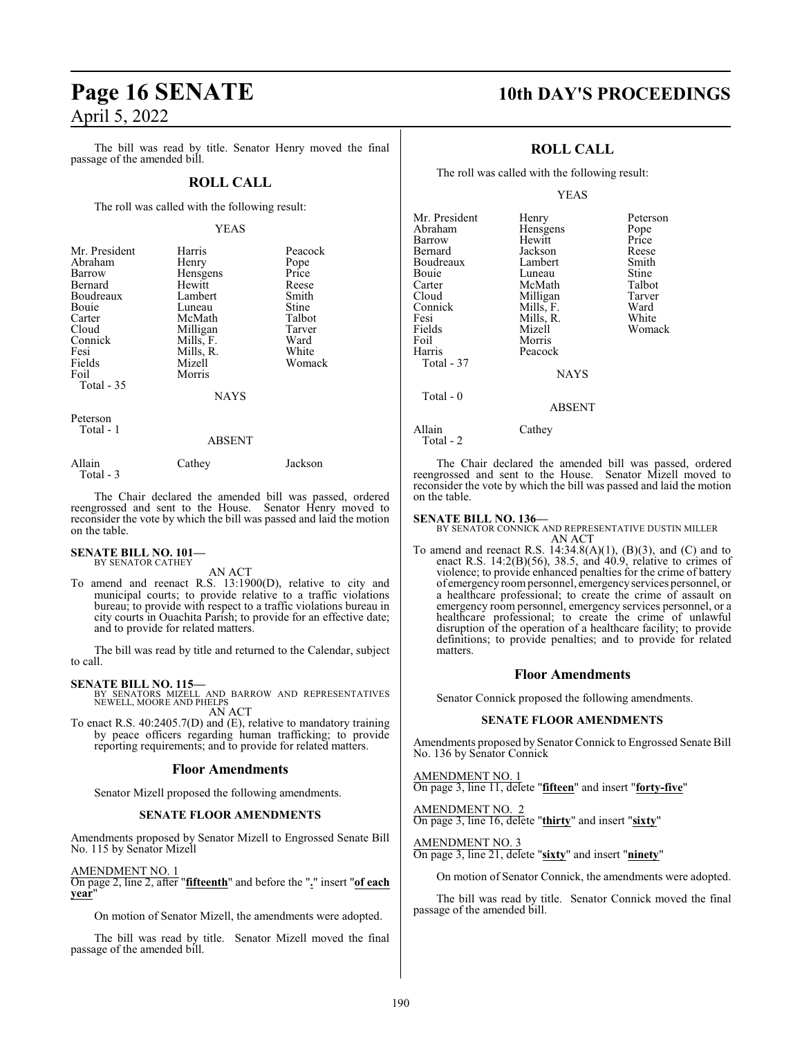The bill was read by title. Senator Henry moved the final passage of the amended bill.

## ROLL CALL

The roll was called with the following result:

YEAS

| | | |
|---|---|---|
| Mr. President | Harris | Peacock |
| Abraham | Henry | Pope |
| Barrow | Hensgens | Price |
| Bernard | Hewitt | Reese |
| Boudreaux | Lambert | Smith |
| Bouie | Luneau | Stine |
| Carter | McMath | Talbot |
| Cloud | Milligan | Tarver |
| Connick | Mills, F. | Ward |
| Fesi | Mills, R. | White |
| Fields | Mizell | Womack |
| Foil | Morris | |

Total - 35

NAYS

Peterson

Total - 1

ABSENT

| | | |
|---|---|---|
| Allain | Cathey | Jackson |

Total - 3

The Chair declared the amended bill was passed, ordered reengrossed and sent to the House. Senator Henry moved to reconsider the vote by which the bill was passed and laid the motion on the table.

**SENATE BILL NO. 101—**
BY SENATOR CATHEY

AN ACT

To amend and reenact R.S. 13:1900(D), relative to city and municipal courts; to provide relative to a traffic violations bureau; to provide with respect to a traffic violations bureau in city courts in Ouachita Parish; to provide for an effective date; and to provide for related matters.

The bill was read by title and returned to the Calendar, subject to call.

**SENATE BILL NO. 115—**
BY SENATORS MIZELL AND BARROW AND REPRESENTATIVES NEWELL, MOORE AND PHELPS

AN ACT

To enact R.S. 40:2405.7(D) and (E), relative to mandatory training by peace officers regarding human trafficking; to provide reporting requirements; and to provide for related matters.

## Floor Amendments

Senator Mizell proposed the following amendments.

### SENATE FLOOR AMENDMENTS

Amendments proposed by Senator Mizell to Engrossed Senate Bill No. 115 by Senator Mizell

AMENDMENT NO. 1
On page 2, line 2, after "**fifteenth**" and before the "**.**" insert "**of each year**"

On motion of Senator Mizell, the amendments were adopted.

The bill was read by title. Senator Mizell moved the final passage of the amended bill.

## ROLL CALL

The roll was called with the following result:

YEAS

| | | |
|---|---|---|
| Mr. President | Henry | Peterson |
| Abraham | Hensgens | Pope |
| Barrow | Hewitt | Price |
| Bernard | Jackson | Reese |
| Boudreaux | Lambert | Smith |
| Bouie | Luneau | Stine |
| Carter | McMath | Talbot |
| Cloud | Milligan | Tarver |
| Connick | Mills, F. | Ward |
| Fesi | Mills, R. | White |
| Fields | Mizell | Womack |
| Foil | Morris | |
| Harris | Peacock | |

Total - 37

NAYS

Total - 0

ABSENT

| | |
|---|---|
| Allain | Cathey |

Total - 2

The Chair declared the amended bill was passed, ordered reengrossed and sent to the House. Senator Mizell moved to reconsider the vote by which the bill was passed and laid the motion on the table.

**SENATE BILL NO. 136—**
BY SENATOR CONNICK AND REPRESENTATIVE DUSTIN MILLER

AN ACT

To amend and reenact R.S. 14:34.8(A)(1), (B)(3), and (C) and to enact R.S. 14:2(B)(56), 38.5, and 40.9, relative to crimes of violence; to provide enhanced penalties for the crime of battery of emergency room personnel, emergency services personnel, or a healthcare professional; to create the crime of assault on emergency room personnel, emergency services personnel, or a healthcare professional; to create the crime of unlawful disruption of the operation of a healthcare facility; to provide definitions; to provide penalties; and to provide for related matters.

## Floor Amendments

Senator Connick proposed the following amendments.

### SENATE FLOOR AMENDMENTS

Amendments proposed by Senator Connick to Engrossed Senate Bill No. 136 by Senator Connick

AMENDMENT NO. 1
On page 3, line 11, delete "**fifteen**" and insert "**forty-five**"

AMENDMENT NO. 2
On page 3, line 16, delete "**thirty**" and insert "**sixty**"

AMENDMENT NO. 3
On page 3, line 21, delete "**sixty**" and insert "**ninety**"

On motion of Senator Connick, the amendments were adopted.

The bill was read by title. Senator Connick moved the final passage of the amended bill.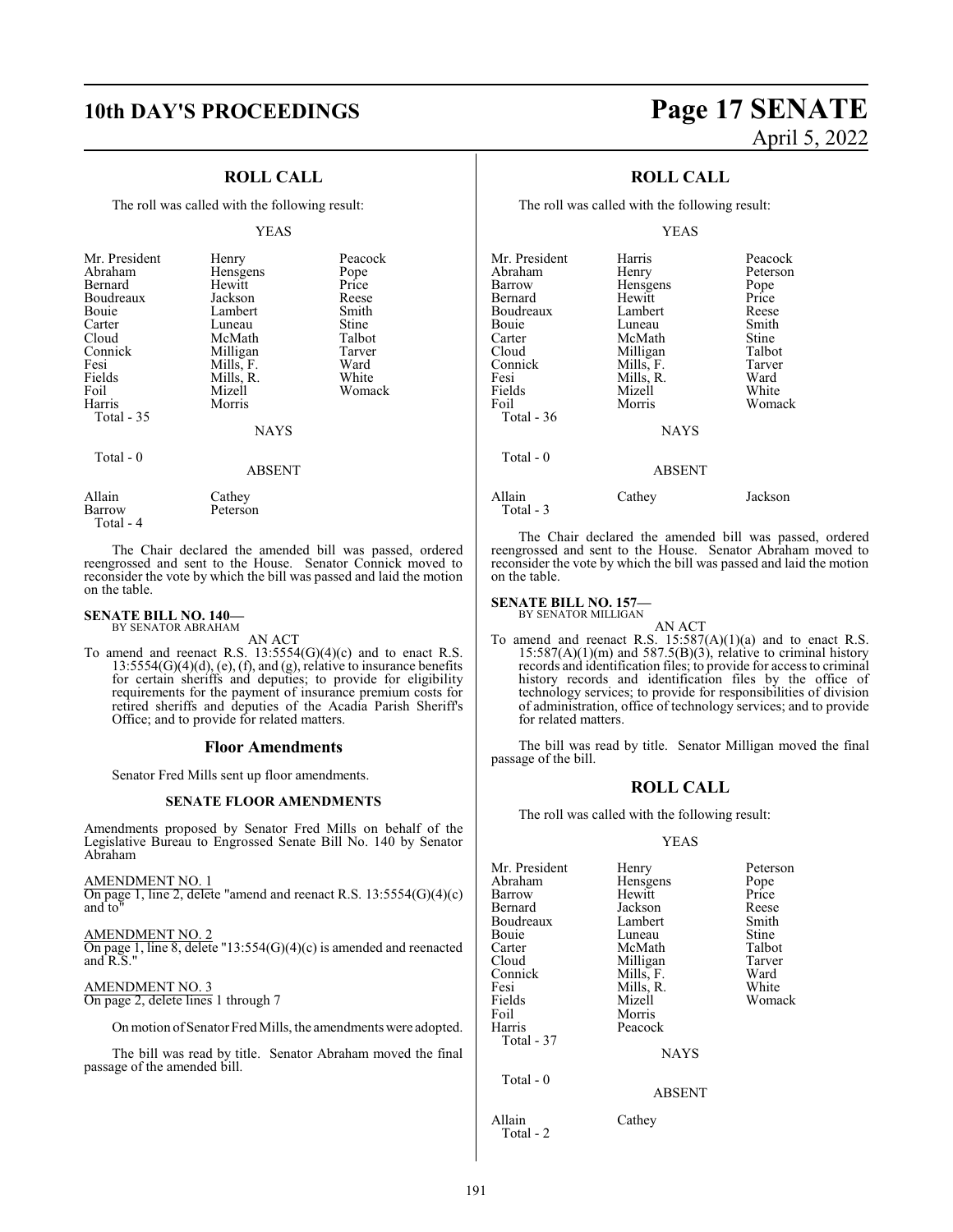## ROLL CALL

The roll was called with the following result:

YEAS

| | | |
|---|---|---|
| Mr. President | Henry | Peacock |
| Abraham | Hensgens | Pope |
| Bernard | Hewitt | Price |
| Boudreaux | Jackson | Reese |
| Bouie | Lambert | Smith |
| Carter | Luneau | Stine |
| Cloud | McMath | Talbot |
| Connick | Milligan | Tarver |
| Fesi | Mills, F. | Ward |
| Fields | Mills, R. | White |
| Foil | Mizell | Womack |
| Harris | Morris | |
| Total - 35 | | |

NAYS

Total - 0

ABSENT

| | |
|---|---|
| Allain | Cathey |
| Barrow | Peterson |
| Total - 4 | |

The Chair declared the amended bill was passed, ordered reengrossed and sent to the House. Senator Connick moved to reconsider the vote by which the bill was passed and laid the motion on the table.

**SENATE BILL NO. 140—**
BY SENATOR ABRAHAM

AN ACT

To amend and reenact R.S. 13:5554(G)(4)(c) and to enact R.S. 13:5554(G)(4)(d), (e), (f), and (g), relative to insurance benefits for certain sheriffs and deputies; to provide for eligibility requirements for the payment of insurance premium costs for retired sheriffs and deputies of the Acadia Parish Sheriff's Office; and to provide for related matters.

### Floor Amendments

Senator Fred Mills sent up floor amendments.

#### SENATE FLOOR AMENDMENTS

Amendments proposed by Senator Fred Mills on behalf of the Legislative Bureau to Engrossed Senate Bill No. 140 by Senator Abraham

AMENDMENT NO. 1
On page 1, line 2, delete "amend and reenact R.S. 13:5554(G)(4)(c) and to"

AMENDMENT NO. 2
On page 1, line 8, delete "13:554(G)(4)(c) is amended and reenacted and R.S."

AMENDMENT NO. 3
On page 2, delete lines 1 through 7

On motion of Senator Fred Mills, the amendments were adopted.

The bill was read by title. Senator Abraham moved the final passage of the amended bill.

## ROLL CALL

The roll was called with the following result:

YEAS

| | | |
|---|---|---|
| Mr. President | Harris | Peacock |
| Abraham | Henry | Peterson |
| Barrow | Hensgens | Pope |
| Bernard | Hewitt | Price |
| Boudreaux | Lambert | Reese |
| Bouie | Luneau | Smith |
| Carter | McMath | Stine |
| Cloud | Milligan | Talbot |
| Connick | Mills, F. | Tarver |
| Fesi | Mills, R. | Ward |
| Fields | Mizell | White |
| Foil | Morris | Womack |
| Total - 36 | | |

NAYS

Total - 0

ABSENT

| | | |
|---|---|---|
| Allain | Cathey | Jackson |
| Total - 3 | | |

The Chair declared the amended bill was passed, ordered reengrossed and sent to the House. Senator Abraham moved to reconsider the vote by which the bill was passed and laid the motion on the table.

**SENATE BILL NO. 157—**
BY SENATOR MILLIGAN

AN ACT

To amend and reenact R.S. 15:587(A)(1)(a) and to enact R.S. 15:587(A)(1)(m) and 587.5(B)(3), relative to criminal history records and identification files; to provide for access to criminal history records and identification files by the office of technology services; to provide for responsibilities of division of administration, office of technology services; and to provide for related matters.

The bill was read by title. Senator Milligan moved the final passage of the bill.

## ROLL CALL

The roll was called with the following result:

YEAS

| | | |
|---|---|---|
| Mr. President | Henry | Peterson |
| Abraham | Hensgens | Pope |
| Barrow | Hewitt | Price |
| Bernard | Jackson | Reese |
| Boudreaux | Lambert | Smith |
| Bouie | Luneau | Stine |
| Carter | McMath | Talbot |
| Cloud | Milligan | Tarver |
| Connick | Mills, F. | Ward |
| Fesi | Mills, R. | White |
| Fields | Mizell | Womack |
| Foil | Morris | |
| Harris | Peacock | |
| Total - 37 | | |

NAYS

Total - 0

ABSENT

| | |
|---|---|
| Allain | Cathey |
| Total - 2 | |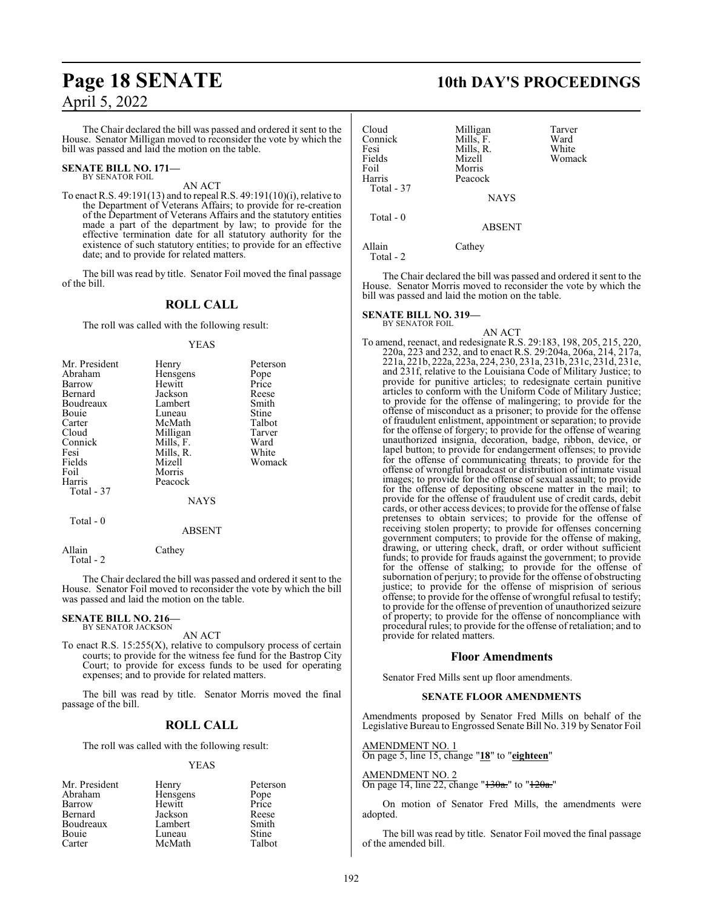The Chair declared the bill was passed and ordered it sent to the House. Senator Milligan moved to reconsider the vote by which the bill was passed and laid the motion on the table.

**SENATE BILL NO. 171—**
BY SENATOR FOIL

AN ACT

To enact R.S. 49:191(13) and to repeal R.S. 49:191(10)(i), relative to the Department of Veterans Affairs; to provide for re-creation of the Department of Veterans Affairs and the statutory entities made a part of the department by law; to provide for the effective termination date for all statutory authority for the existence of such statutory entities; to provide for an effective date; and to provide for related matters.

The bill was read by title. Senator Foil moved the final passage of the bill.

## ROLL CALL

The roll was called with the following result:

YEAS

| | | |
|---|---|---|
| Mr. President | Henry | Peterson |
| Abraham | Hensgens | Pope |
| Barrow | Hewitt | Price |
| Bernard | Jackson | Reese |
| Boudreaux | Lambert | Smith |
| Bouie | Luneau | Stine |
| Carter | McMath | Talbot |
| Cloud | Milligan | Tarver |
| Connick | Mills, F. | Ward |
| Fesi | Mills, R. | White |
| Fields | Mizell | Womack |
| Foil | Morris | |
| Harris | Peacock | |

Total - 37

NAYS

Total - 0

ABSENT

| | |
|---|---|
| Allain | Cathey |

Total - 2

The Chair declared the bill was passed and ordered it sent to the House. Senator Foil moved to reconsider the vote by which the bill was passed and laid the motion on the table.

**SENATE BILL NO. 216—**
BY SENATOR JACKSON

AN ACT

To enact R.S. 15:255(X), relative to compulsory process of certain courts; to provide for the witness fee fund for the Bastrop City Court; to provide for excess funds to be used for operating expenses; and to provide for related matters.

The bill was read by title. Senator Morris moved the final passage of the bill.

## ROLL CALL

The roll was called with the following result:

YEAS

| | | |
|---|---|---|
| Mr. President | Henry | Peterson |
| Abraham | Hensgens | Pope |
| Barrow | Hewitt | Price |
| Bernard | Jackson | Reese |
| Boudreaux | Lambert | Smith |
| Bouie | Luneau | Stine |
| Carter | McMath | Talbot |
| Cloud | Milligan | Tarver |
| Connick | Mills, F. | Ward |
| Fesi | Mills, R. | White |
| Fields | Mizell | Womack |
| Foil | Morris | |
| Harris | Peacock | |

Total - 37

NAYS

Total - 0

ABSENT

| | |
|---|---|
| Allain | Cathey |

Total - 2

The Chair declared the bill was passed and ordered it sent to the House. Senator Morris moved to reconsider the vote by which the bill was passed and laid the motion on the table.

**SENATE BILL NO. 319—**
BY SENATOR FOIL

AN ACT

To amend, reenact, and redesignate R.S. 29:183, 198, 205, 215, 220, 220a, 223 and 232, and to enact R.S. 29:204a, 206a, 214, 217a, 221a, 221b, 222a, 223a, 224, 230, 231a, 231b, 231c, 231d, 231e, and 231f, relative to the Louisiana Code of Military Justice; to provide for punitive articles; to redesignate certain punitive articles to conform with the Uniform Code of Military Justice; to provide for the offense of malingering; to provide for the offense of misconduct as a prisoner; to provide for the offense of fraudulent enlistment, appointment or separation; to provide for the offense of forgery; to provide for the offense of wearing unauthorized insignia, decoration, badge, ribbon, device, or lapel button; to provide for endangerment offenses; to provide for the offense of communicating threats; to provide for the offense of wrongful broadcast or distribution of intimate visual images; to provide for the offense of sexual assault; to provide for the offense of depositing obscene matter in the mail; to provide for the offense of fraudulent use of credit cards, debit cards, or other access devices; to provide for the offense of false pretenses to obtain services; to provide for the offense of receiving stolen property; to provide for offenses concerning government computers; to provide for the offense of making, drawing, or uttering check, draft, or order without sufficient funds; to provide for frauds against the government; to provide for the offense of stalking; to provide for the offense of subornation of perjury; to provide for the offense of obstructing justice; to provide for the offense of misprision of serious offense; to provide for the offense of wrongful refusal to testify; to provide for the offense of prevention of unauthorized seizure of property; to provide for the offense of noncompliance with procedural rules; to provide for the offense of retaliation; and to provide for related matters.

## Floor Amendments

Senator Fred Mills sent up floor amendments.

### SENATE FLOOR AMENDMENTS

Amendments proposed by Senator Fred Mills on behalf of the Legislative Bureau to Engrossed Senate Bill No. 319 by Senator Foil

AMENDMENT NO. 1
On page 5, line 15, change "**18**" to "**eighteen**"

AMENDMENT NO. 2
On page 14, line 22, change "~~130a.~~" to "~~120a.~~"

On motion of Senator Fred Mills, the amendments were adopted.

The bill was read by title. Senator Foil moved the final passage of the amended bill.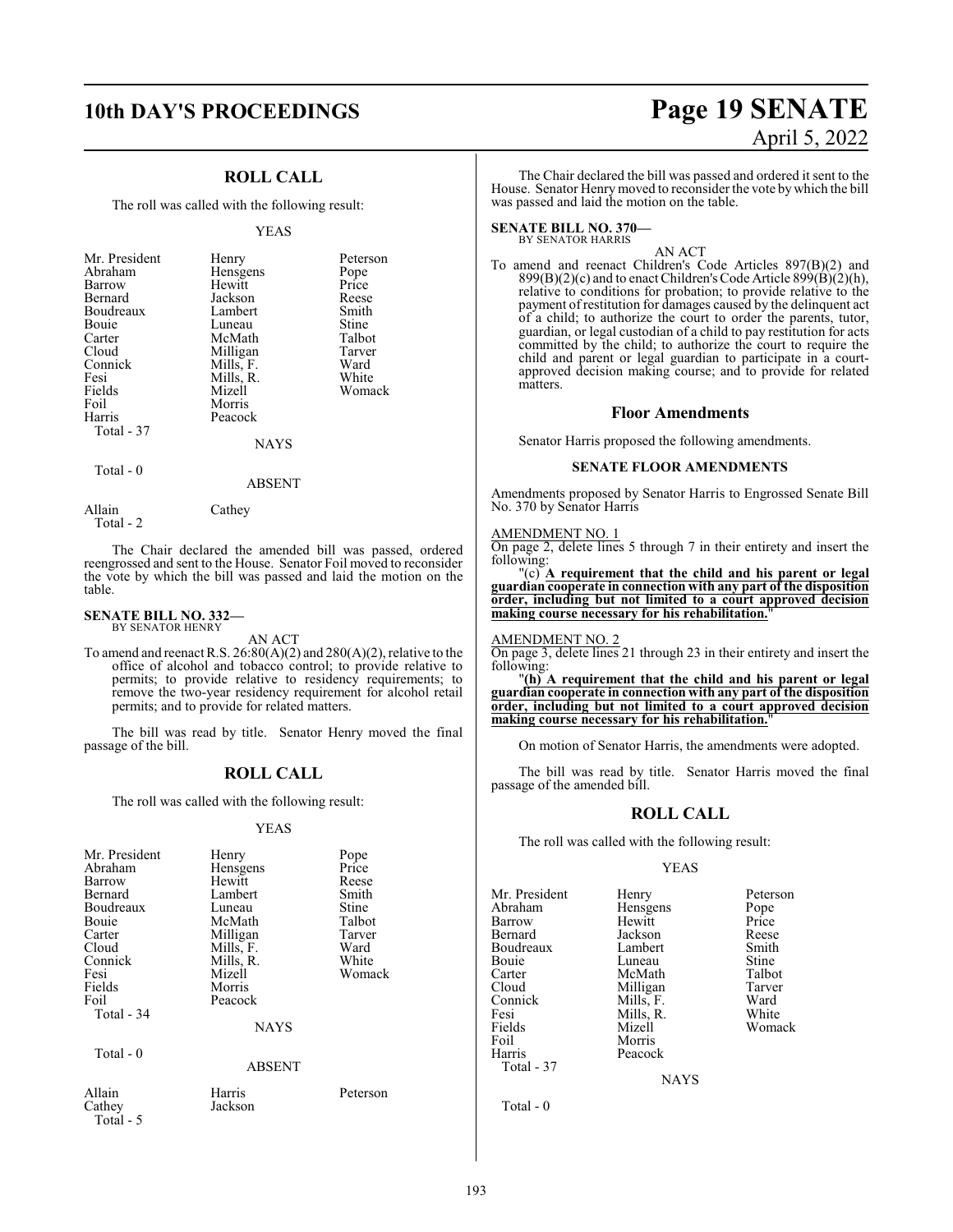## ROLL CALL

The roll was called with the following result:

YEAS

| | | |
|---|---|---|
| Mr. President | Henry | Peterson |
| Abraham | Hensgens | Pope |
| Barrow | Hewitt | Price |
| Bernard | Jackson | Reese |
| Boudreaux | Lambert | Smith |
| Bouie | Luneau | Stine |
| Carter | McMath | Talbot |
| Cloud | Milligan | Tarver |
| Connick | Mills, F. | Ward |
| Fesi | Mills, R. | White |
| Fields | Mizell | Womack |
| Foil | Morris | |
| Harris | Peacock | |

Total - 37

NAYS

Total - 0

ABSENT

| | |
|---|---|
| Allain | Cathey |

Total - 2

The Chair declared the amended bill was passed, ordered reengrossed and sent to the House. Senator Foil moved to reconsider the vote by which the bill was passed and laid the motion on the table.

**SENATE BILL NO. 332—**
BY SENATOR HENRY

AN ACT

To amend and reenact R.S. 26:80(A)(2) and 280(A)(2), relative to the office of alcohol and tobacco control; to provide relative to permits; to provide relative to residency requirements; to remove the two-year residency requirement for alcohol retail permits; and to provide for related matters.

The bill was read by title. Senator Henry moved the final passage of the bill.

## ROLL CALL

The roll was called with the following result:

YEAS

| | | |
|---|---|---|
| Mr. President | Henry | Pope |
| Abraham | Hensgens | Price |
| Barrow | Hewitt | Reese |
| Bernard | Lambert | Smith |
| Boudreaux | Luneau | Stine |
| Bouie | McMath | Talbot |
| Carter | Milligan | Tarver |
| Cloud | Mills, F. | Ward |
| Connick | Mills, R. | White |
| Fesi | Mizell | Womack |
| Fields | Morris | |
| Foil | Peacock | |

Total - 34

NAYS

Total - 0

ABSENT

| | | |
|---|---|---|
| Allain | Harris | Peterson |
| Cathey | Jackson | |

Total - 5

The Chair declared the bill was passed and ordered it sent to the House. Senator Henry moved to reconsider the vote by which the bill was passed and laid the motion on the table.

**SENATE BILL NO. 370—**
BY SENATOR HARRIS

AN ACT

To amend and reenact Children's Code Articles 897(B)(2) and 899(B)(2)(c) and to enact Children's Code Article 899(B)(2)(h), relative to conditions for probation; to provide relative to the payment of restitution for damages caused by the delinquent act of a child; to authorize the court to order the parents, tutor, guardian, or legal custodian of a child to pay restitution for acts committed by the child; to authorize the court to require the child and parent or legal guardian to participate in a court-approved decision making course; and to provide for related matters.

### Floor Amendments

Senator Harris proposed the following amendments.

#### SENATE FLOOR AMENDMENTS

Amendments proposed by Senator Harris to Engrossed Senate Bill No. 370 by Senator Harris

AMENDMENT NO. 1

On page 2, delete lines 5 through 7 in their entirety and insert the following:

"(c) **A requirement that the child and his parent or legal guardian cooperate in connection with any part of the disposition order, including but not limited to a court approved decision making course necessary for his rehabilitation.**"

AMENDMENT NO. 2

On page 3, delete lines 21 through 23 in their entirety and insert the following:

"**(h) A requirement that the child and his parent or legal guardian cooperate in connection with any part of the disposition order, including but not limited to a court approved decision making course necessary for his rehabilitation.**"

On motion of Senator Harris, the amendments were adopted.

The bill was read by title. Senator Harris moved the final passage of the amended bill.

## ROLL CALL

The roll was called with the following result:

YEAS

| | | |
|---|---|---|
| Mr. President | Henry | Peterson |
| Abraham | Hensgens | Pope |
| Barrow | Hewitt | Price |
| Bernard | Jackson | Reese |
| Boudreaux | Lambert | Smith |
| Bouie | Luneau | Stine |
| Carter | McMath | Talbot |
| Cloud | Milligan | Tarver |
| Connick | Mills, F. | Ward |
| Fesi | Mills, R. | White |
| Fields | Mizell | Womack |
| Foil | Morris | |
| Harris | Peacock | |

Total - 37

NAYS

Total - 0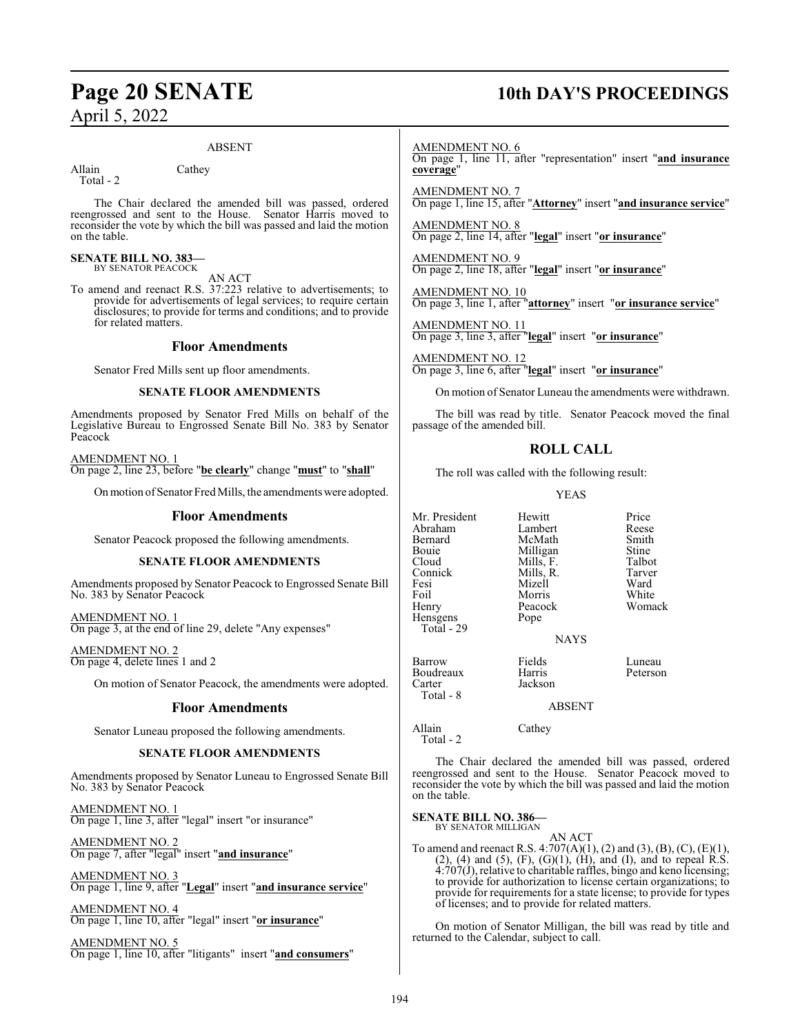ABSENT

| | |
|---|---|
| Allain | Cathey |
| Total - 2 | |

The Chair declared the amended bill was passed, ordered reengrossed and sent to the House. Senator Harris moved to reconsider the vote by which the bill was passed and laid the motion on the table.

**SENATE BILL NO. 383—**
BY SENATOR PEACOCK

AN ACT

To amend and reenact R.S. 37:223 relative to advertisements; to provide for advertisements of legal services; to require certain disclosures; to provide for terms and conditions; and to provide for related matters.

## Floor Amendments

Senator Fred Mills sent up floor amendments.

### SENATE FLOOR AMENDMENTS

Amendments proposed by Senator Fred Mills on behalf of the Legislative Bureau to Engrossed Senate Bill No. 383 by Senator Peacock

AMENDMENT NO. 1
On page 2, line 23, before "**be clearly**" change "**must**" to "**shall**"

On motion of Senator Fred Mills, the amendments were adopted.

## Floor Amendments

Senator Peacock proposed the following amendments.

### SENATE FLOOR AMENDMENTS

Amendments proposed by Senator Peacock to Engrossed Senate Bill No. 383 by Senator Peacock

AMENDMENT NO. 1
On page 3, at the end of line 29, delete "Any expenses"

AMENDMENT NO. 2
On page 4, delete lines 1 and 2

On motion of Senator Peacock, the amendments were adopted.

## Floor Amendments

Senator Luneau proposed the following amendments.

### SENATE FLOOR AMENDMENTS

Amendments proposed by Senator Luneau to Engrossed Senate Bill No. 383 by Senator Peacock

AMENDMENT NO. 1
On page 1, line 3, after "legal" insert "or insurance"

AMENDMENT NO. 2
On page 7, after "legal" insert "**and insurance**"

AMENDMENT NO. 3
On page 1, line 9, after "**Legal**" insert "**and insurance service**"

AMENDMENT NO. 4
On page 1, line 10, after "legal" insert "**or insurance**"

AMENDMENT NO. 5
On page 1, line 10, after "litigants" insert "**and consumers**"

AMENDMENT NO. 6
On page 1, line 11, after "representation" insert "**and insurance coverage**"

AMENDMENT NO. 7
On page 1, line 15, after "**Attorney**" insert "**and insurance service**"

AMENDMENT NO. 8
On page 2, line 14, after "**legal**" insert "**or insurance**"

AMENDMENT NO. 9
On page 2, line 18, after "**legal**" insert "**or insurance**"

AMENDMENT NO. 10
On page 3, line 1, after "**attorney**" insert "**or insurance service**"

AMENDMENT NO. 11
On page 3, line 3, after "**legal**" insert "**or insurance**"

AMENDMENT NO. 12
On page 3, line 6, after "**legal**" insert "**or insurance**"

On motion of Senator Luneau the amendments were withdrawn.

The bill was read by title. Senator Peacock moved the final passage of the amended bill.

## ROLL CALL

The roll was called with the following result:

YEAS

| | | |
|---|---|---|
| Mr. President | Hewitt | Price |
| Abraham | Lambert | Reese |
| Bernard | McMath | Smith |
| Bouie | Milligan | Stine |
| Cloud | Mills, F. | Talbot |
| Connick | Mills, R. | Tarver |
| Fesi | Mizell | Ward |
| Foil | Morris | White |
| Henry | Peacock | Womack |
| Hensgens | Pope | |
| Total - 29 | | |

NAYS

| | | |
|---|---|---|
| Barrow | Fields | Luneau |
| Boudreaux | Harris | Peterson |
| Carter | Jackson | |
| Total - 8 | | |

ABSENT

| | |
|---|---|
| Allain | Cathey |
| Total - 2 | |

The Chair declared the amended bill was passed, ordered reengrossed and sent to the House. Senator Peacock moved to reconsider the vote by which the bill was passed and laid the motion on the table.

**SENATE BILL NO. 386—**
BY SENATOR MILLIGAN

AN ACT

To amend and reenact R.S. 4:707(A)(1), (2) and (3), (B), (C), (E)(1), (2), (4) and (5), (F), (G)(1), (H), and (I), and to repeal R.S. 4:707(J), relative to charitable raffles, bingo and keno licensing; to provide for authorization to license certain organizations; to provide for requirements for a state license; to provide for types of licenses; and to provide for related matters.

On motion of Senator Milligan, the bill was read by title and returned to the Calendar, subject to call.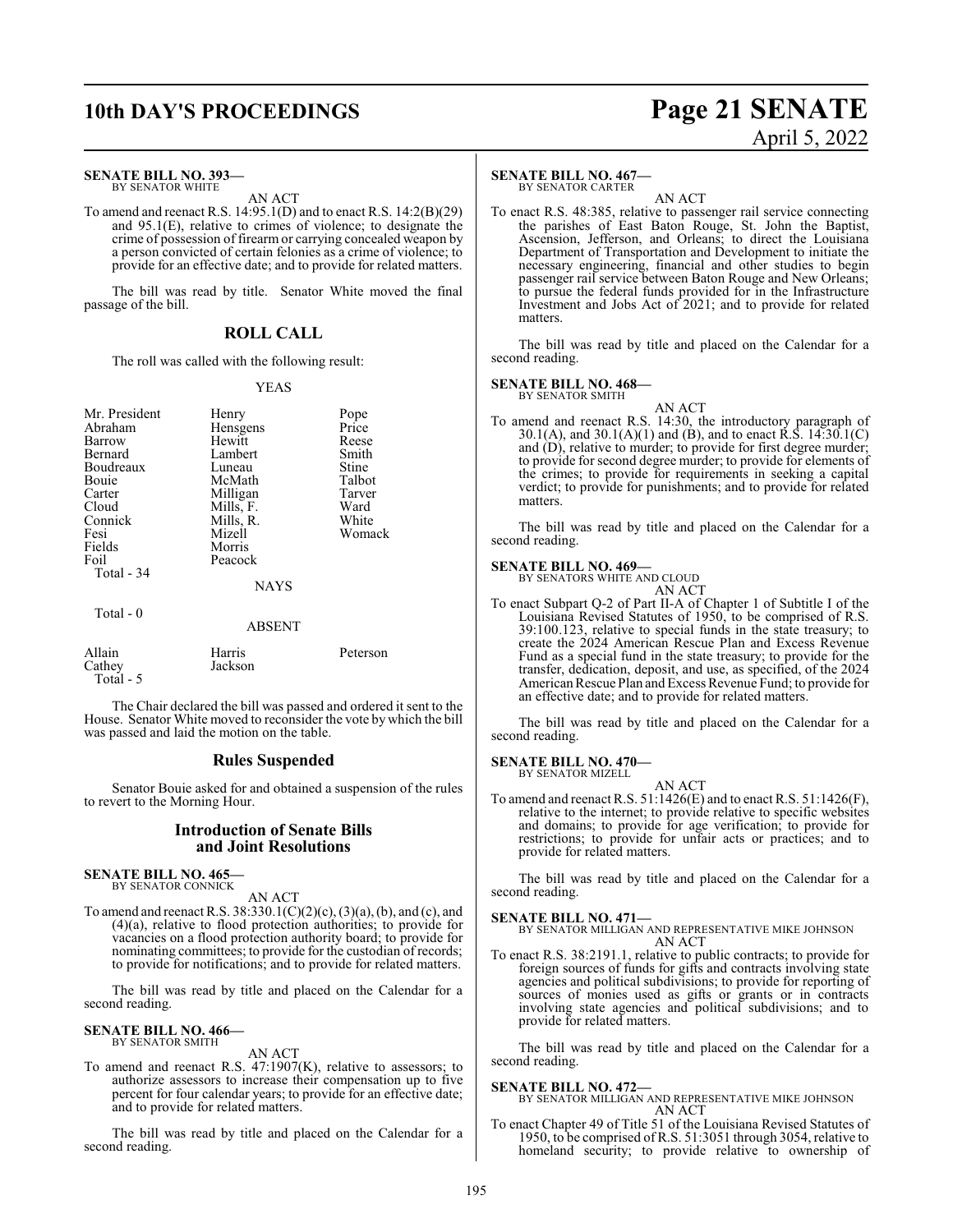**SENATE BILL NO. 393—**
BY SENATOR WHITE

AN ACT

To amend and reenact R.S. 14:95.1(D) and to enact R.S. 14:2(B)(29) and 95.1(E), relative to crimes of violence; to designate the crime of possession of firearm or carrying concealed weapon by a person convicted of certain felonies as a crime of violence; to provide for an effective date; and to provide for related matters.

The bill was read by title. Senator White moved the final passage of the bill.

## ROLL CALL

The roll was called with the following result:

YEAS

| | | |
|---|---|---|
| Mr. President | Henry | Pope |
| Abraham | Hensgens | Price |
| Barrow | Hewitt | Reese |
| Bernard | Lambert | Smith |
| Boudreaux | Luneau | Stine |
| Bouie | McMath | Talbot |
| Carter | Milligan | Tarver |
| Cloud | Mills, F. | Ward |
| Connick | Mills, R. | White |
| Fesi | Mizell | Womack |
| Fields | Morris | |
| Foil | Peacock | |

Total - 34

NAYS

Total - 0

ABSENT

| | | |
|---|---|---|
| Allain | Harris | Peterson |
| Cathey | Jackson | |

Total - 5

The Chair declared the bill was passed and ordered it sent to the House. Senator White moved to reconsider the vote by which the bill was passed and laid the motion on the table.

## Rules Suspended

Senator Bouie asked for and obtained a suspension of the rules to revert to the Morning Hour.

## Introduction of Senate Bills and Joint Resolutions

**SENATE BILL NO. 465—**
BY SENATOR CONNICK

AN ACT

To amend and reenact R.S. 38:330.1(C)(2)(c), (3)(a), (b), and (c), and (4)(a), relative to flood protection authorities; to provide for vacancies on a flood protection authority board; to provide for nominating committees; to provide for the custodian of records; to provide for notifications; and to provide for related matters.

The bill was read by title and placed on the Calendar for a second reading.

**SENATE BILL NO. 466—**
BY SENATOR SMITH

AN ACT

To amend and reenact R.S. 47:1907(K), relative to assessors; to authorize assessors to increase their compensation up to five percent for four calendar years; to provide for an effective date; and to provide for related matters.

The bill was read by title and placed on the Calendar for a second reading.

**SENATE BILL NO. 467—**
BY SENATOR CARTER

AN ACT

To enact R.S. 48:385, relative to passenger rail service connecting the parishes of East Baton Rouge, St. John the Baptist, Ascension, Jefferson, and Orleans; to direct the Louisiana Department of Transportation and Development to initiate the necessary engineering, financial and other studies to begin passenger rail service between Baton Rouge and New Orleans; to pursue the federal funds provided for in the Infrastructure Investment and Jobs Act of 2021; and to provide for related matters.

The bill was read by title and placed on the Calendar for a second reading.

**SENATE BILL NO. 468—**
BY SENATOR SMITH

AN ACT

To amend and reenact R.S. 14:30, the introductory paragraph of 30.1(A), and 30.1(A)(1) and (B), and to enact R.S. 14:30.1(C) and (D), relative to murder; to provide for first degree murder; to provide for second degree murder; to provide for elements of the crimes; to provide for requirements in seeking a capital verdict; to provide for punishments; and to provide for related matters.

The bill was read by title and placed on the Calendar for a second reading.

**SENATE BILL NO. 469—**
BY SENATORS WHITE AND CLOUD

AN ACT

To enact Subpart Q-2 of Part II-A of Chapter 1 of Subtitle I of the Louisiana Revised Statutes of 1950, to be comprised of R.S. 39:100.123, relative to special funds in the state treasury; to create the 2024 American Rescue Plan and Excess Revenue Fund as a special fund in the state treasury; to provide for the transfer, dedication, deposit, and use, as specified, of the 2024 American Rescue Plan and Excess Revenue Fund; to provide for an effective date; and to provide for related matters.

The bill was read by title and placed on the Calendar for a second reading.

**SENATE BILL NO. 470—**
BY SENATOR MIZELL

AN ACT

To amend and reenact R.S. 51:1426(E) and to enact R.S. 51:1426(F), relative to the internet; to provide relative to specific websites and domains; to provide for age verification; to provide for restrictions; to provide for unfair acts or practices; and to provide for related matters.

The bill was read by title and placed on the Calendar for a second reading.

**SENATE BILL NO. 471—**
BY SENATOR MILLIGAN AND REPRESENTATIVE MIKE JOHNSON

AN ACT

To enact R.S. 38:2191.1, relative to public contracts; to provide for foreign sources of funds for gifts and contracts involving state agencies and political subdivisions; to provide for reporting of sources of monies used as gifts or grants or in contracts involving state agencies and political subdivisions; and to provide for related matters.

The bill was read by title and placed on the Calendar for a second reading.

**SENATE BILL NO. 472—**
BY SENATOR MILLIGAN AND REPRESENTATIVE MIKE JOHNSON

AN ACT

To enact Chapter 49 of Title 51 of the Louisiana Revised Statutes of 1950, to be comprised of R.S. 51:3051 through 3054, relative to homeland security; to provide relative to ownership of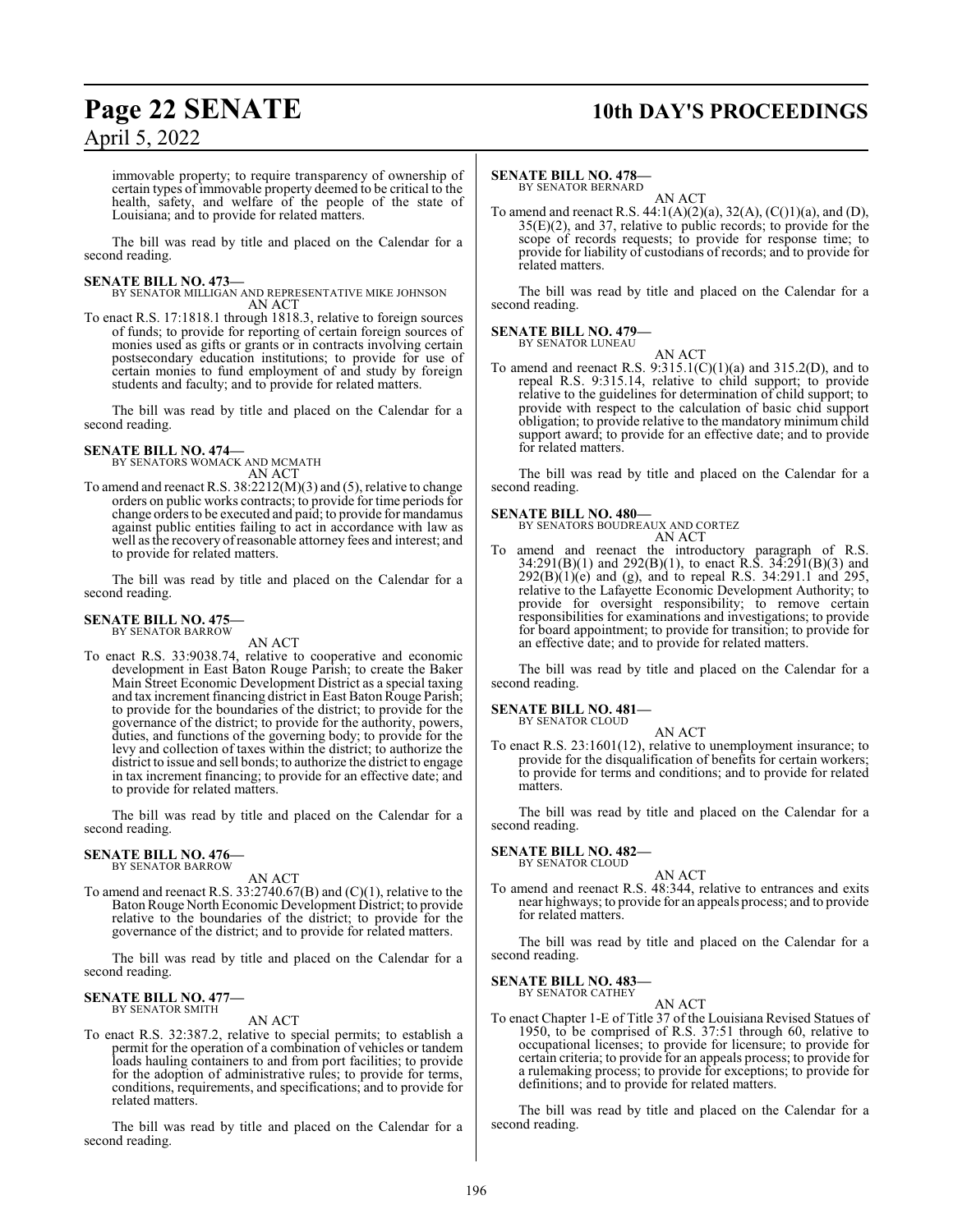immovable property; to require transparency of ownership of certain types of immovable property deemed to be critical to the health, safety, and welfare of the people of the state of Louisiana; and to provide for related matters.

The bill was read by title and placed on the Calendar for a second reading.

**SENATE BILL NO. 473—**
BY SENATOR MILLIGAN AND REPRESENTATIVE MIKE JOHNSON
AN ACT
To enact R.S. 17:1818.1 through 1818.3, relative to foreign sources of funds; to provide for reporting of certain foreign sources of monies used as gifts or grants or in contracts involving certain postsecondary education institutions; to provide for use of certain monies to fund employment of and study by foreign students and faculty; and to provide for related matters.

The bill was read by title and placed on the Calendar for a second reading.

**SENATE BILL NO. 474—**
BY SENATORS WOMACK AND MCMATH
AN ACT
To amend and reenact R.S. 38:2212(M)(3) and (5), relative to change orders on public works contracts; to provide for time periods for change orders to be executed and paid; to provide for mandamus against public entities failing to act in accordance with law as well as the recovery of reasonable attorney fees and interest; and to provide for related matters.

The bill was read by title and placed on the Calendar for a second reading.

**SENATE BILL NO. 475—**
BY SENATOR BARROW
AN ACT
To enact R.S. 33:9038.74, relative to cooperative and economic development in East Baton Rouge Parish; to create the Baker Main Street Economic Development District as a special taxing and tax increment financing district in East Baton Rouge Parish; to provide for the boundaries of the district; to provide for the governance of the district; to provide for the authority, powers, duties, and functions of the governing body; to provide for the levy and collection of taxes within the district; to authorize the district to issue and sell bonds; to authorize the district to engage in tax increment financing; to provide for an effective date; and to provide for related matters.

The bill was read by title and placed on the Calendar for a second reading.

**SENATE BILL NO. 476—**
BY SENATOR BARROW
AN ACT
To amend and reenact R.S. 33:2740.67(B) and (C)(1), relative to the Baton Rouge North Economic Development District; to provide relative to the boundaries of the district; to provide for the governance of the district; and to provide for related matters.

The bill was read by title and placed on the Calendar for a second reading.

**SENATE BILL NO. 477—**
BY SENATOR SMITH
AN ACT
To enact R.S. 32:387.2, relative to special permits; to establish a permit for the operation of a combination of vehicles or tandem loads hauling containers to and from port facilities; to provide for the adoption of administrative rules; to provide for terms, conditions, requirements, and specifications; and to provide for related matters.

The bill was read by title and placed on the Calendar for a second reading.

**SENATE BILL NO. 478—**
BY SENATOR BERNARD
AN ACT
To amend and reenact R.S. 44:1(A)(2)(a), 32(A), (C()1)(a), and (D), 35(E)(2), and 37, relative to public records; to provide for the scope of records requests; to provide for response time; to provide for liability of custodians of records; and to provide for related matters.

The bill was read by title and placed on the Calendar for a second reading.

**SENATE BILL NO. 479—**
BY SENATOR LUNEAU
AN ACT
To amend and reenact R.S. 9:315.1(C)(1)(a) and 315.2(D), and to repeal R.S. 9:315.14, relative to child support; to provide relative to the guidelines for determination of child support; to provide with respect to the calculation of basic chid support obligation; to provide relative to the mandatory minimum child support award; to provide for an effective date; and to provide for related matters.

The bill was read by title and placed on the Calendar for a second reading.

**SENATE BILL NO. 480—**
BY SENATORS BOUDREAUX AND CORTEZ
AN ACT
To amend and reenact the introductory paragraph of R.S. 34:291(B)(1) and 292(B)(1), to enact R.S. 34:291(B)(3) and 292(B)(1)(e) and (g), and to repeal R.S. 34:291.1 and 295, relative to the Lafayette Economic Development Authority; to provide for oversight responsibility; to remove certain responsibilities for examinations and investigations; to provide for board appointment; to provide for transition; to provide for an effective date; and to provide for related matters.

The bill was read by title and placed on the Calendar for a second reading.

**SENATE BILL NO. 481—**
BY SENATOR CLOUD
AN ACT
To enact R.S. 23:1601(12), relative to unemployment insurance; to provide for the disqualification of benefits for certain workers; to provide for terms and conditions; and to provide for related matters.

The bill was read by title and placed on the Calendar for a second reading.

**SENATE BILL NO. 482—**
BY SENATOR CLOUD
AN ACT
To amend and reenact R.S. 48:344, relative to entrances and exits near highways; to provide for an appeals process; and to provide for related matters.

The bill was read by title and placed on the Calendar for a second reading.

**SENATE BILL NO. 483—**
BY SENATOR CATHEY
AN ACT
To enact Chapter 1-E of Title 37 of the Louisiana Revised Statues of 1950, to be comprised of R.S. 37:51 through 60, relative to occupational licenses; to provide for licensure; to provide for certain criteria; to provide for an appeals process; to provide for a rulemaking process; to provide for exceptions; to provide for definitions; and to provide for related matters.

The bill was read by title and placed on the Calendar for a second reading.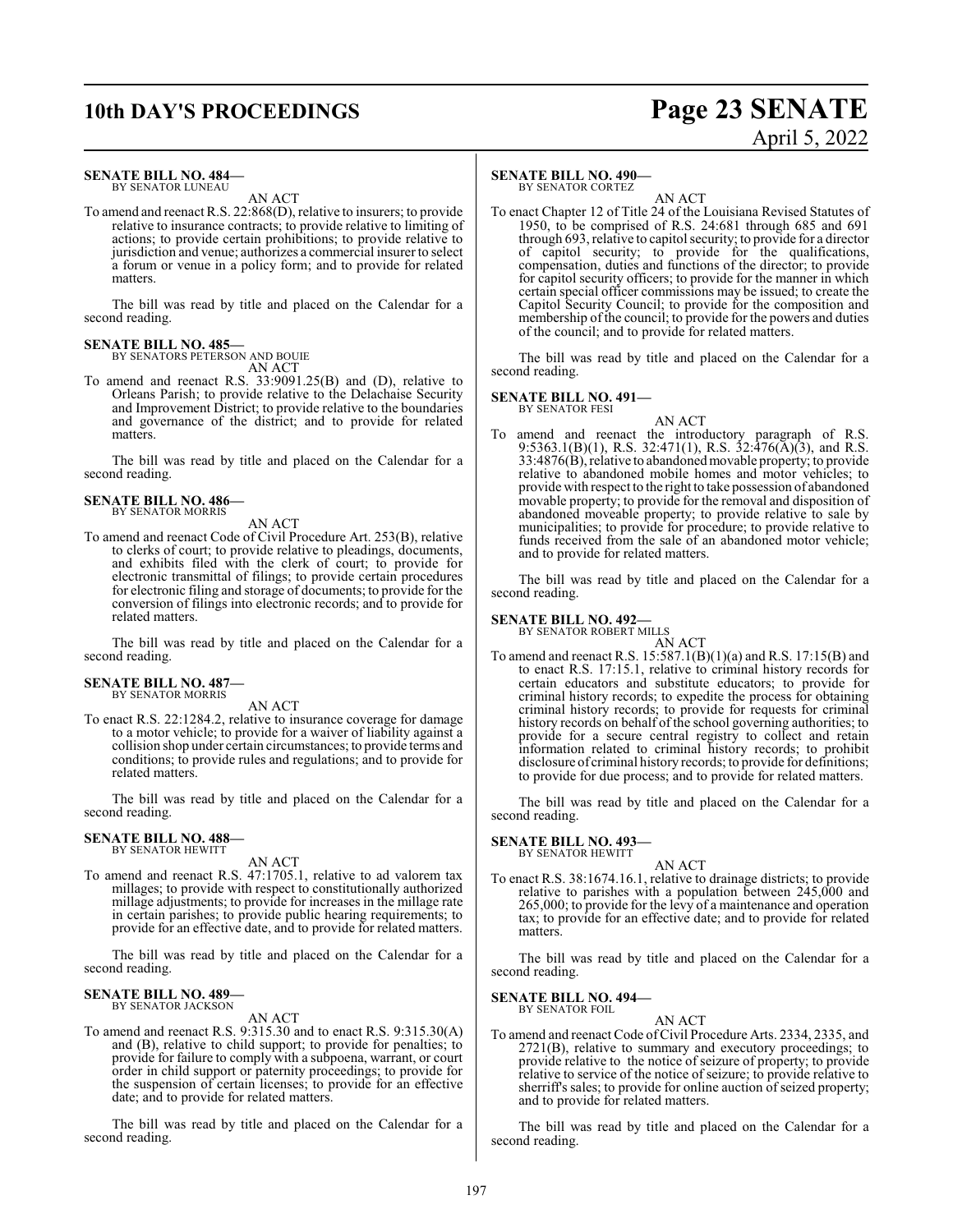**SENATE BILL NO. 484—**
BY SENATOR LUNEAU

AN ACT

To amend and reenact R.S. 22:868(D), relative to insurers; to provide relative to insurance contracts; to provide relative to limiting of actions; to provide certain prohibitions; to provide relative to jurisdiction and venue; authorizes a commercial insurer to select a forum or venue in a policy form; and to provide for related matters.

The bill was read by title and placed on the Calendar for a second reading.

**SENATE BILL NO. 485—**
BY SENATORS PETERSON AND BOUIE

AN ACT

To amend and reenact R.S. 33:9091.25(B) and (D), relative to Orleans Parish; to provide relative to the Delachaise Security and Improvement District; to provide relative to the boundaries and governance of the district; and to provide for related matters.

The bill was read by title and placed on the Calendar for a second reading.

**SENATE BILL NO. 486—**
BY SENATOR MORRIS

AN ACT

To amend and reenact Code of Civil Procedure Art. 253(B), relative to clerks of court; to provide relative to pleadings, documents, and exhibits filed with the clerk of court; to provide for electronic transmittal of filings; to provide certain procedures for electronic filing and storage of documents; to provide for the conversion of filings into electronic records; and to provide for related matters.

The bill was read by title and placed on the Calendar for a second reading.

**SENATE BILL NO. 487—**
BY SENATOR MORRIS

AN ACT

To enact R.S. 22:1284.2, relative to insurance coverage for damage to a motor vehicle; to provide for a waiver of liability against a collision shop under certain circumstances; to provide terms and conditions; to provide rules and regulations; and to provide for related matters.

The bill was read by title and placed on the Calendar for a second reading.

**SENATE BILL NO. 488—**
BY SENATOR HEWITT

AN ACT

To amend and reenact R.S. 47:1705.1, relative to ad valorem tax millages; to provide with respect to constitutionally authorized millage adjustments; to provide for increases in the millage rate in certain parishes; to provide public hearing requirements; to provide for an effective date, and to provide for related matters.

The bill was read by title and placed on the Calendar for a second reading.

**SENATE BILL NO. 489—**
BY SENATOR JACKSON

AN ACT

To amend and reenact R.S. 9:315.30 and to enact R.S. 9:315.30(A) and (B), relative to child support; to provide for penalties; to provide for failure to comply with a subpoena, warrant, or court order in child support or paternity proceedings; to provide for the suspension of certain licenses; to provide for an effective date; and to provide for related matters.

The bill was read by title and placed on the Calendar for a second reading.

**SENATE BILL NO. 490—**
BY SENATOR CORTEZ

AN ACT

To enact Chapter 12 of Title 24 of the Louisiana Revised Statutes of 1950, to be comprised of R.S. 24:681 through 685 and 691 through 693, relative to capitol security; to provide for a director of capitol security; to provide for the qualifications, compensation, duties and functions of the director; to provide for capitol security officers; to provide for the manner in which certain special officer commissions may be issued; to create the Capitol Security Council; to provide for the composition and membership of the council; to provide for the powers and duties of the council; and to provide for related matters.

The bill was read by title and placed on the Calendar for a second reading.

**SENATE BILL NO. 491—**
BY SENATOR FESI

AN ACT

To amend and reenact the introductory paragraph of R.S. 9:5363.1(B)(1), R.S. 32:471(1), R.S. 32:476(A)(3), and R.S. 33:4876(B), relative to abandoned movable property; to provide relative to abandoned mobile homes and motor vehicles; to provide with respect to the right to take possession of abandoned movable property; to provide for the removal and disposition of abandoned moveable property; to provide relative to sale by municipalities; to provide for procedure; to provide relative to funds received from the sale of an abandoned motor vehicle; and to provide for related matters.

The bill was read by title and placed on the Calendar for a second reading.

**SENATE BILL NO. 492—**
BY SENATOR ROBERT MILLS

AN ACT

To amend and reenact R.S. 15:587.1(B)(1)(a) and R.S. 17:15(B) and to enact R.S. 17:15.1, relative to criminal history records for certain educators and substitute educators; to provide for criminal history records; to expedite the process for obtaining criminal history records; to provide for requests for criminal history records on behalf of the school governing authorities; to provide for a secure central registry to collect and retain information related to criminal history records; to prohibit disclosure of criminal history records; to provide for definitions; to provide for due process; and to provide for related matters.

The bill was read by title and placed on the Calendar for a second reading.

**SENATE BILL NO. 493—**
BY SENATOR HEWITT

AN ACT

To enact R.S. 38:1674.16.1, relative to drainage districts; to provide relative to parishes with a population between 245,000 and 265,000; to provide for the levy of a maintenance and operation tax; to provide for an effective date; and to provide for related matters.

The bill was read by title and placed on the Calendar for a second reading.

**SENATE BILL NO. 494—**
BY SENATOR FOIL

AN ACT

To amend and reenact Code of Civil Procedure Arts. 2334, 2335, and 2721(B), relative to summary and executory proceedings; to provide relative to the notice of seizure of property; to provide relative to service of the notice of seizure; to provide relative to sherriff's sales; to provide for online auction of seized property; and to provide for related matters.

The bill was read by title and placed on the Calendar for a second reading.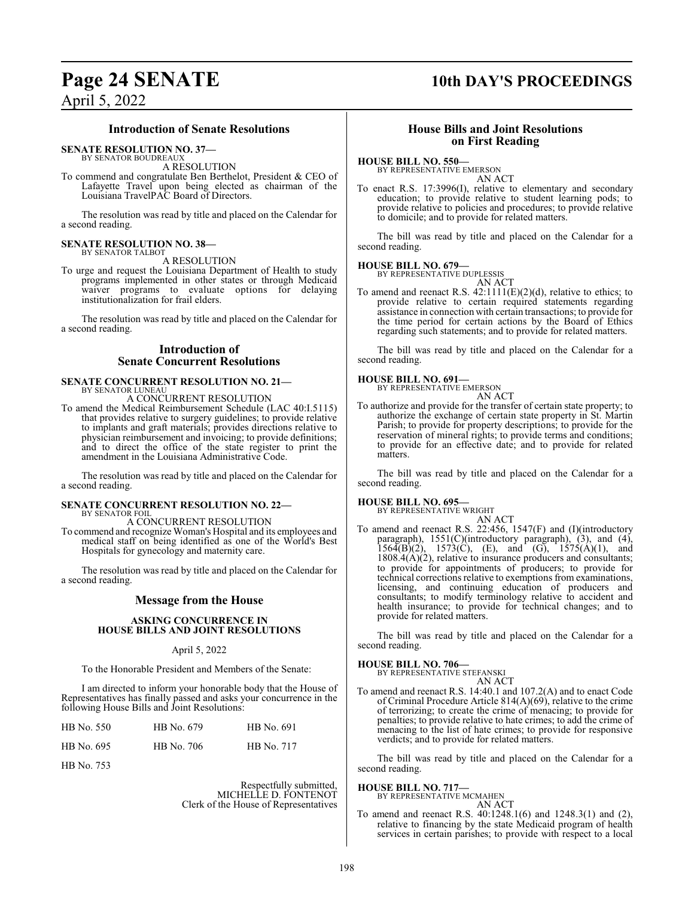## Introduction of Senate Resolutions

**SENATE RESOLUTION NO. 37—**
BY SENATOR BOUDREAUX

A RESOLUTION

To commend and congratulate Ben Berthelot, President & CEO of Lafayette Travel upon being elected as chairman of the Louisiana TravelPAC Board of Directors.

The resolution was read by title and placed on the Calendar for a second reading.

**SENATE RESOLUTION NO. 38—**
BY SENATOR TALBOT

A RESOLUTION

To urge and request the Louisiana Department of Health to study programs implemented in other states or through Medicaid waiver programs to evaluate options for delaying institutionalization for frail elders.

The resolution was read by title and placed on the Calendar for a second reading.

## Introduction of Senate Concurrent Resolutions

**SENATE CONCURRENT RESOLUTION NO. 21—**
BY SENATOR LUNEAU

A CONCURRENT RESOLUTION

To amend the Medical Reimbursement Schedule (LAC 40:I.5115) that provides relative to surgery guidelines; to provide relative to implants and graft materials; provides directions relative to physician reimbursement and invoicing; to provide definitions; and to direct the office of the state register to print the amendment in the Louisiana Administrative Code.

The resolution was read by title and placed on the Calendar for a second reading.

**SENATE CONCURRENT RESOLUTION NO. 22—**
BY SENATOR FOIL

A CONCURRENT RESOLUTION

To commend and recognize Woman's Hospital and its employees and medical staff on being identified as one of the World's Best Hospitals for gynecology and maternity care.

The resolution was read by title and placed on the Calendar for a second reading.

## Message from the House

**ASKING CONCURRENCE IN HOUSE BILLS AND JOINT RESOLUTIONS**

April 5, 2022

To the Honorable President and Members of the Senate:

I am directed to inform your honorable body that the House of Representatives has finally passed and asks your concurrence in the following House Bills and Joint Resolutions:

| | | |
|---|---|---|
| HB No. 550 | HB No. 679 | HB No. 691 |
| HB No. 695 | HB No. 706 | HB No. 717 |
| HB No. 753 | | |

Respectfully submitted,
MICHELLE D. FONTENOT
Clerk of the House of Representatives

## House Bills and Joint Resolutions on First Reading

**HOUSE BILL NO. 550—**
BY REPRESENTATIVE EMERSON

AN ACT

To enact R.S. 17:3996(I), relative to elementary and secondary education; to provide relative to student learning pods; to provide relative to policies and procedures; to provide relative to domicile; and to provide for related matters.

The bill was read by title and placed on the Calendar for a second reading.

**HOUSE BILL NO. 679—**
BY REPRESENTATIVE DUPLESSIS

AN ACT

To amend and reenact R.S. 42:1111(E)(2)(d), relative to ethics; to provide relative to certain required statements regarding assistance in connection with certain transactions; to provide for the time period for certain actions by the Board of Ethics regarding such statements; and to provide for related matters.

The bill was read by title and placed on the Calendar for a second reading.

**HOUSE BILL NO. 691—**
BY REPRESENTATIVE EMERSON

AN ACT

To authorize and provide for the transfer of certain state property; to authorize the exchange of certain state property in St. Martin Parish; to provide for property descriptions; to provide for the reservation of mineral rights; to provide terms and conditions; to provide for an effective date; and to provide for related matters.

The bill was read by title and placed on the Calendar for a second reading.

**HOUSE BILL NO. 695—**
BY REPRESENTATIVE WRIGHT

AN ACT

To amend and reenact R.S. 22:456, 1547(F) and (I)(introductory paragraph), 1551(C)(introductory paragraph), (3), and (4), 1564(B)(2), 1573(C), (E), and (G), 1575(A)(1), and 1808.4(A)(2), relative to insurance producers and consultants; to provide for appointments of producers; to provide for technical corrections relative to exemptions from examinations, licensing, and continuing education of producers and consultants; to modify terminology relative to accident and health insurance; to provide for technical changes; and to provide for related matters.

The bill was read by title and placed on the Calendar for a second reading.

**HOUSE BILL NO. 706—**
BY REPRESENTATIVE STEFANSKI

AN ACT

To amend and reenact R.S. 14:40.1 and 107.2(A) and to enact Code of Criminal Procedure Article 814(A)(69), relative to the crime of terrorizing; to create the crime of menacing; to provide for penalties; to provide relative to hate crimes; to add the crime of menacing to the list of hate crimes; to provide for responsive verdicts; and to provide for related matters.

The bill was read by title and placed on the Calendar for a second reading.

**HOUSE BILL NO. 717—**
BY REPRESENTATIVE MCMAHEN

AN ACT

To amend and reenact R.S. 40:1248.1(6) and 1248.3(1) and (2), relative to financing by the state Medicaid program of health services in certain parishes; to provide with respect to a local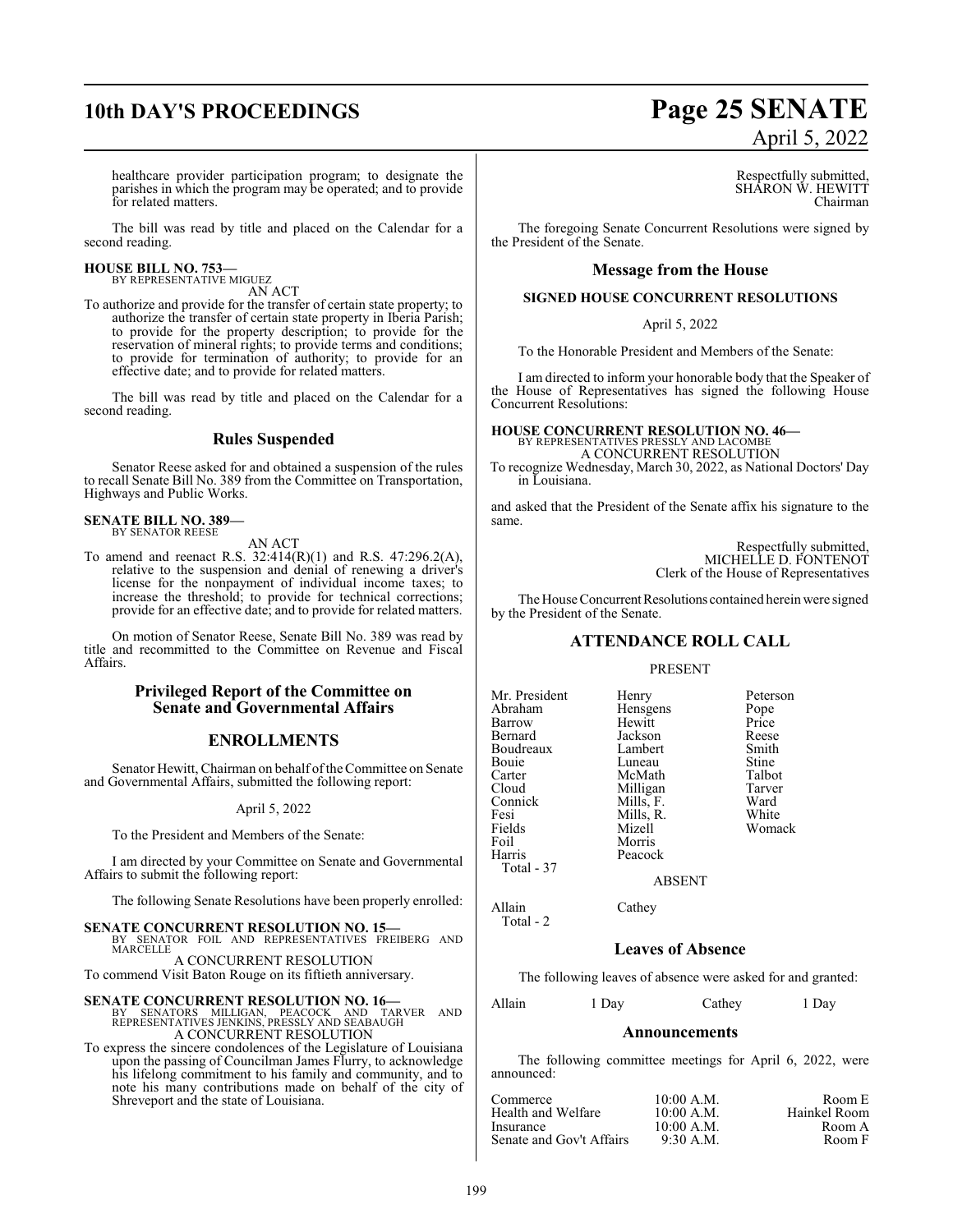healthcare provider participation program; to designate the parishes in which the program may be operated; and to provide for related matters.

The bill was read by title and placed on the Calendar for a second reading.

**HOUSE BILL NO. 753—**
BY REPRESENTATIVE MIGUEZ

AN ACT

To authorize and provide for the transfer of certain state property; to authorize the transfer of certain state property in Iberia Parish; to provide for the property description; to provide for the reservation of mineral rights; to provide terms and conditions; to provide for termination of authority; to provide for an effective date; and to provide for related matters.

The bill was read by title and placed on the Calendar for a second reading.

## Rules Suspended

Senator Reese asked for and obtained a suspension of the rules to recall Senate Bill No. 389 from the Committee on Transportation, Highways and Public Works.

**SENATE BILL NO. 389—**
BY SENATOR REESE

AN ACT

To amend and reenact R.S. 32:414(R)(1) and R.S. 47:296.2(A), relative to the suspension and denial of renewing a driver's license for the nonpayment of individual income taxes; to increase the threshold; to provide for technical corrections; provide for an effective date; and to provide for related matters.

On motion of Senator Reese, Senate Bill No. 389 was read by title and recommitted to the Committee on Revenue and Fiscal Affairs.

## Privileged Report of the Committee on Senate and Governmental Affairs

## ENROLLMENTS

Senator Hewitt, Chairman on behalf of the Committee on Senate and Governmental Affairs, submitted the following report:

April 5, 2022

To the President and Members of the Senate:

I am directed by your Committee on Senate and Governmental Affairs to submit the following report:

The following Senate Resolutions have been properly enrolled:

**SENATE CONCURRENT RESOLUTION NO. 15—**
BY SENATOR FOIL AND REPRESENTATIVES FREIBERG AND MARCELLE

A CONCURRENT RESOLUTION

To commend Visit Baton Rouge on its fiftieth anniversary.

**SENATE CONCURRENT RESOLUTION NO. 16—**
BY SENATORS MILLIGAN, PEACOCK AND TARVER AND REPRESENTATIVES JENKINS, PRESSLY AND SEABAUGH

A CONCURRENT RESOLUTION

To express the sincere condolences of the Legislature of Louisiana upon the passing of Councilman James Flurry, to acknowledge his lifelong commitment to his family and community, and to note his many contributions made on behalf of the city of Shreveport and the state of Louisiana.

Respectfully submitted,
SHARON W. HEWITT
Chairman

The foregoing Senate Concurrent Resolutions were signed by the President of the Senate.

## Message from the House

### SIGNED HOUSE CONCURRENT RESOLUTIONS

April 5, 2022

To the Honorable President and Members of the Senate:

I am directed to inform your honorable body that the Speaker of the House of Representatives has signed the following House Concurrent Resolutions:

**HOUSE CONCURRENT RESOLUTION NO. 46—**
BY REPRESENTATIVES PRESSLY AND LACOMBE

A CONCURRENT RESOLUTION

To recognize Wednesday, March 30, 2022, as National Doctors' Day in Louisiana.

and asked that the President of the Senate affix his signature to the same.

Respectfully submitted,
MICHELLE D. FONTENOT
Clerk of the House of Representatives

The House Concurrent Resolutions contained herein were signed by the President of the Senate.

## ATTENDANCE ROLL CALL

PRESENT

| | | |
|---|---|---|
| Mr. President | Henry | Peterson |
| Abraham | Hensgens | Pope |
| Barrow | Hewitt | Price |
| Bernard | Jackson | Reese |
| Boudreaux | Lambert | Smith |
| Bouie | Luneau | Stine |
| Carter | McMath | Talbot |
| Cloud | Milligan | Tarver |
| Connick | Mills, F. | Ward |
| Fesi | Mills, R. | White |
| Fields | Mizell | Womack |
| Foil | Morris | |
| Harris | Peacock | |

Total - 37

ABSENT

| | |
|---|---|
| Allain | Cathey |

Total - 2

## Leaves of Absence

The following leaves of absence were asked for and granted:

| | | | |
|---|---|---|---|
| Allain | 1 Day | Cathey | 1 Day |

## Announcements

The following committee meetings for April 6, 2022, were announced:

| | | |
|---|---|---|
| Commerce | 10:00 A.M. | Room E |
| Health and Welfare | 10:00 A.M. | Hainkel Room |
| Insurance | 10:00 A.M. | Room A |
| Senate and Gov't Affairs | 9:30 A.M. | Room F |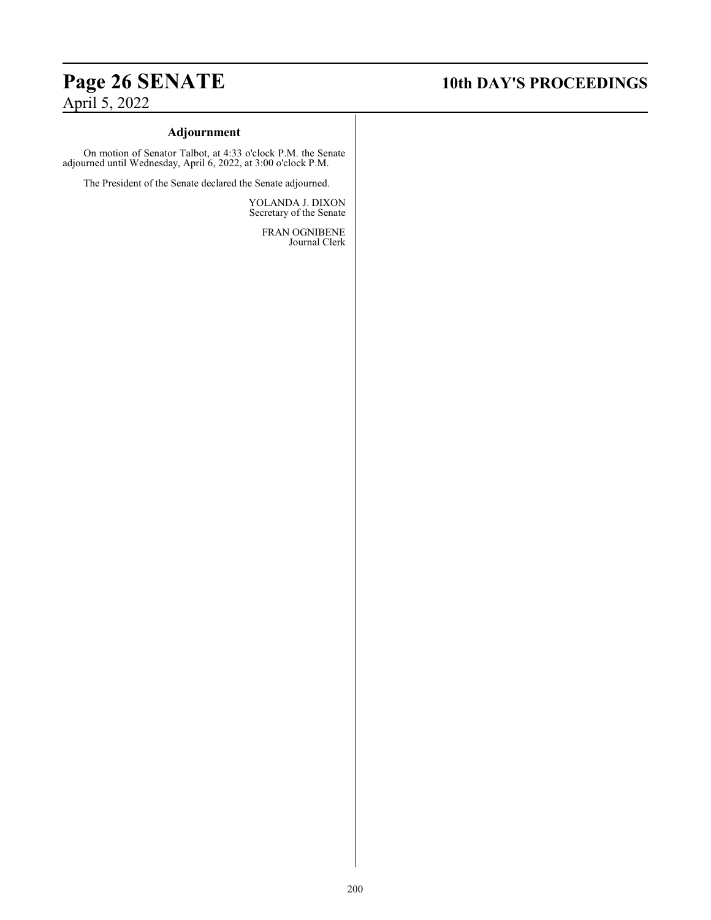### Adjournment

On motion of Senator Talbot, at 4:33 o'clock P.M. the Senate adjourned until Wednesday, April 6, 2022, at 3:00 o'clock P.M.

The President of the Senate declared the Senate adjourned.

YOLANDA J. DIXON
Secretary of the Senate

FRAN OGNIBENE
Journal Clerk